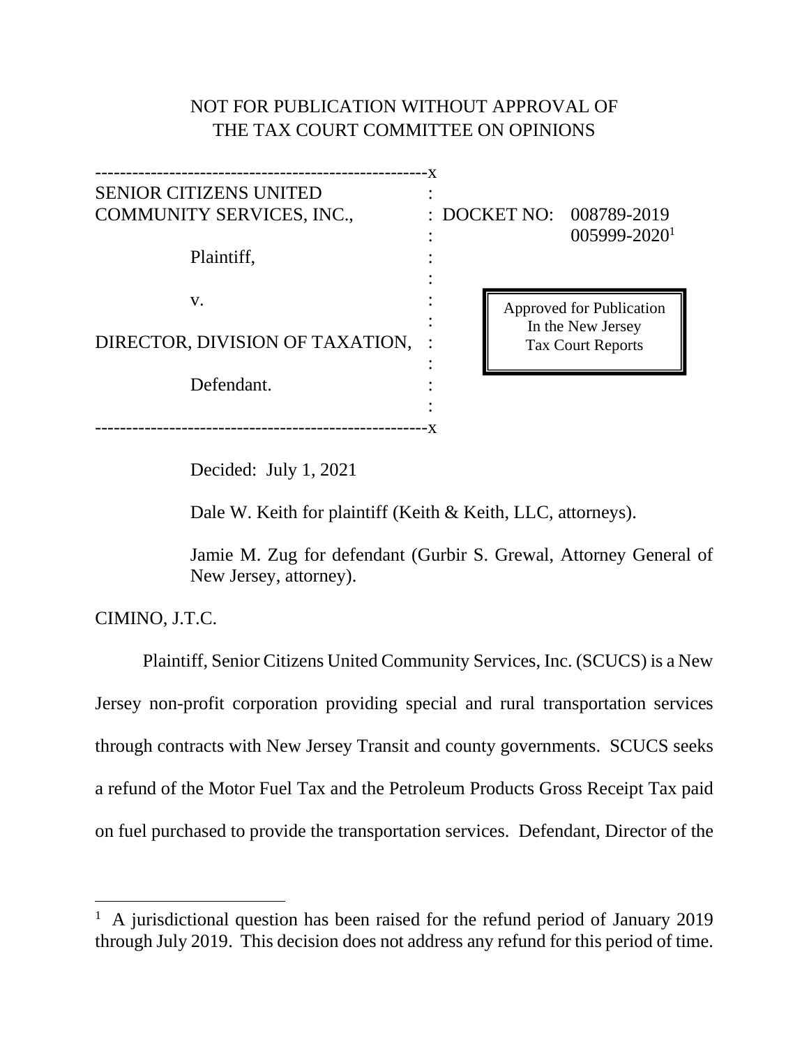NOT FOR PUBLICATION WITHOUT APPROVAL OF
THE TAX COURT COMMITTEE ON OPINIONS

| | |
|---|---|
| SENIOR CITIZENS UNITED COMMUNITY SERVICES, INC., | DOCKET NO: 008789-2019 |
| | 005999-2020[1] |
| Plaintiff, | |
| v. | |
| DIRECTOR, DIVISION OF TAXATION, | |
| Defendant. | |

Approved for Publication
In the New Jersey
Tax Court Reports

Decided: July 1, 2021

Dale W. Keith for plaintiff (Keith & Keith, LLC, attorneys).

Jamie M. Zug for defendant (Gurbir S. Grewal, Attorney General of New Jersey, attorney).

CIMINO, J.T.C.

Plaintiff, Senior Citizens United Community Services, Inc. (SCUCS) is a New Jersey non-profit corporation providing special and rural transportation services through contracts with New Jersey Transit and county governments. SCUCS seeks a refund of the Motor Fuel Tax and the Petroleum Products Gross Receipt Tax paid on fuel purchased to provide the transportation services. Defendant, Director of the

[1] A jurisdictional question has been raised for the refund period of January 2019 through July 2019. This decision does not address any refund for this period of time.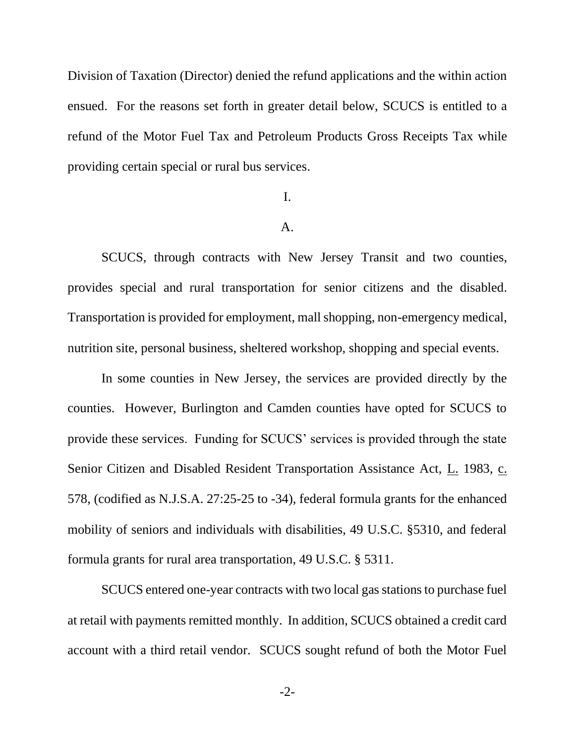Division of Taxation (Director) denied the refund applications and the within action ensued. For the reasons set forth in greater detail below, SCUCS is entitled to a refund of the Motor Fuel Tax and Petroleum Products Gross Receipts Tax while providing certain special or rural bus services.

I.

A.

SCUCS, through contracts with New Jersey Transit and two counties, provides special and rural transportation for senior citizens and the disabled. Transportation is provided for employment, mall shopping, non-emergency medical, nutrition site, personal business, sheltered workshop, shopping and special events.

In some counties in New Jersey, the services are provided directly by the counties. However, Burlington and Camden counties have opted for SCUCS to provide these services. Funding for SCUCS' services is provided through the state Senior Citizen and Disabled Resident Transportation Assistance Act, L. 1983, c. 578, (codified as N.J.S.A. 27:25-25 to -34), federal formula grants for the enhanced mobility of seniors and individuals with disabilities, 49 U.S.C. §5310, and federal formula grants for rural area transportation, 49 U.S.C. § 5311.

SCUCS entered one-year contracts with two local gas stations to purchase fuel at retail with payments remitted monthly. In addition, SCUCS obtained a credit card account with a third retail vendor. SCUCS sought refund of both the Motor Fuel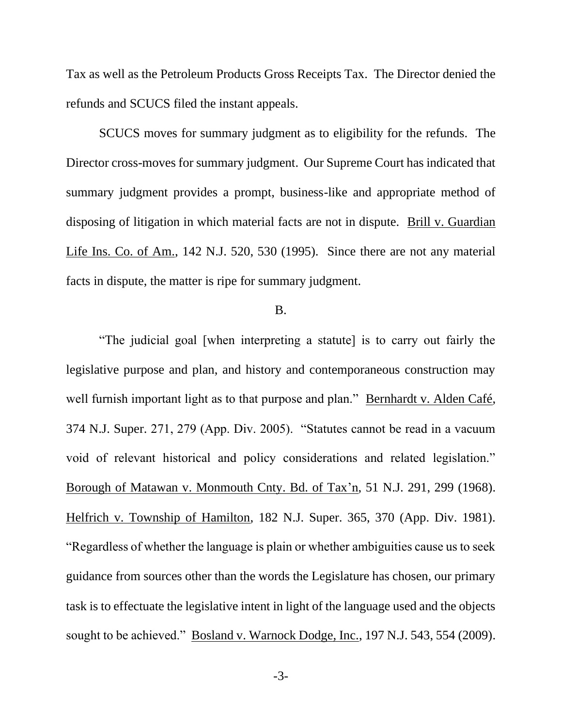Tax as well as the Petroleum Products Gross Receipts Tax. The Director denied the refunds and SCUCS filed the instant appeals.

SCUCS moves for summary judgment as to eligibility for the refunds. The Director cross-moves for summary judgment. Our Supreme Court has indicated that summary judgment provides a prompt, business-like and appropriate method of disposing of litigation in which material facts are not in dispute. Brill v. Guardian Life Ins. Co. of Am., 142 N.J. 520, 530 (1995). Since there are not any material facts in dispute, the matter is ripe for summary judgment.

B.

"The judicial goal [when interpreting a statute] is to carry out fairly the legislative purpose and plan, and history and contemporaneous construction may well furnish important light as to that purpose and plan." Bernhardt v. Alden Café, 374 N.J. Super. 271, 279 (App. Div. 2005). "Statutes cannot be read in a vacuum void of relevant historical and policy considerations and related legislation." Borough of Matawan v. Monmouth Cnty. Bd. of Tax'n, 51 N.J. 291, 299 (1968). Helfrich v. Township of Hamilton, 182 N.J. Super. 365, 370 (App. Div. 1981). "Regardless of whether the language is plain or whether ambiguities cause us to seek guidance from sources other than the words the Legislature has chosen, our primary task is to effectuate the legislative intent in light of the language used and the objects sought to be achieved." Bosland v. Warnock Dodge, Inc., 197 N.J. 543, 554 (2009).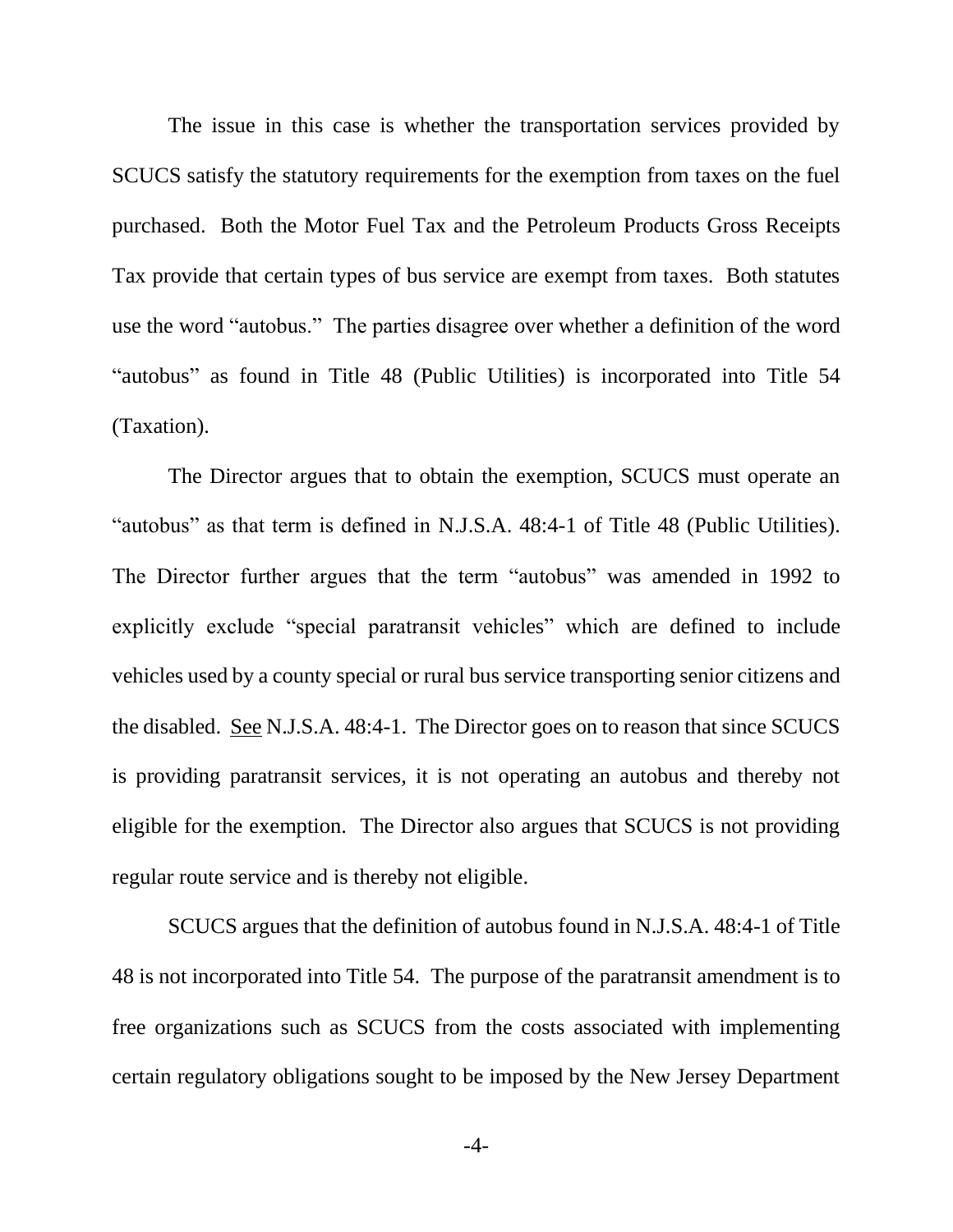The issue in this case is whether the transportation services provided by SCUCS satisfy the statutory requirements for the exemption from taxes on the fuel purchased. Both the Motor Fuel Tax and the Petroleum Products Gross Receipts Tax provide that certain types of bus service are exempt from taxes. Both statutes use the word "autobus." The parties disagree over whether a definition of the word "autobus" as found in Title 48 (Public Utilities) is incorporated into Title 54 (Taxation).

The Director argues that to obtain the exemption, SCUCS must operate an "autobus" as that term is defined in N.J.S.A. 48:4-1 of Title 48 (Public Utilities). The Director further argues that the term "autobus" was amended in 1992 to explicitly exclude "special paratransit vehicles" which are defined to include vehicles used by a county special or rural bus service transporting senior citizens and the disabled. See N.J.S.A. 48:4-1. The Director goes on to reason that since SCUCS is providing paratransit services, it is not operating an autobus and thereby not eligible for the exemption. The Director also argues that SCUCS is not providing regular route service and is thereby not eligible.

SCUCS argues that the definition of autobus found in N.J.S.A. 48:4-1 of Title 48 is not incorporated into Title 54. The purpose of the paratransit amendment is to free organizations such as SCUCS from the costs associated with implementing certain regulatory obligations sought to be imposed by the New Jersey Department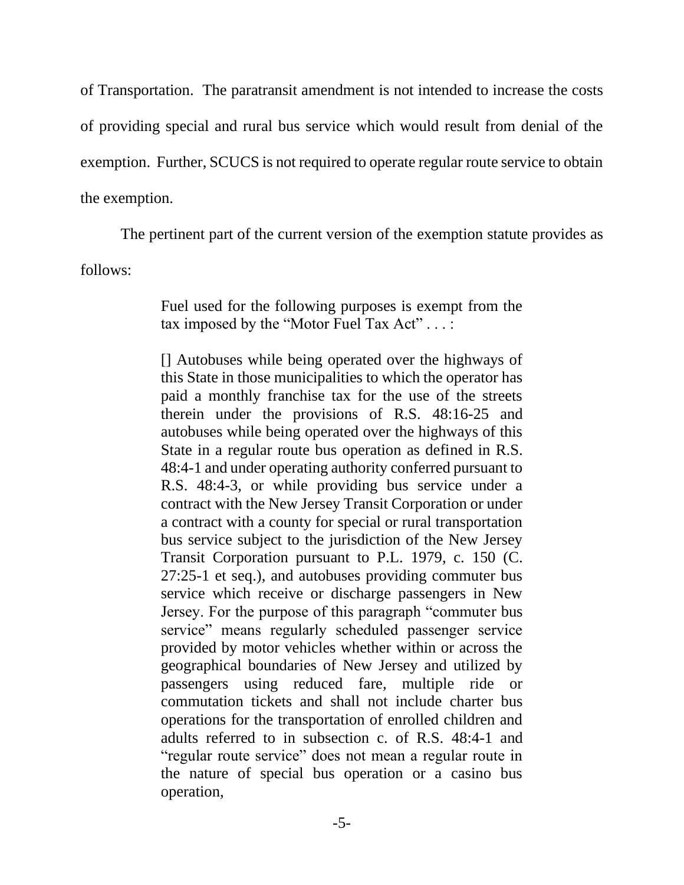of Transportation. The paratransit amendment is not intended to increase the costs of providing special and rural bus service which would result from denial of the exemption. Further, SCUCS is not required to operate regular route service to obtain the exemption.

The pertinent part of the current version of the exemption statute provides as follows:

> Fuel used for the following purposes is exempt from the tax imposed by the "Motor Fuel Tax Act" . . . :
>
> [] Autobuses while being operated over the highways of this State in those municipalities to which the operator has paid a monthly franchise tax for the use of the streets therein under the provisions of R.S. 48:16-25 and autobuses while being operated over the highways of this State in a regular route bus operation as defined in R.S. 48:4-1 and under operating authority conferred pursuant to R.S. 48:4-3, or while providing bus service under a contract with the New Jersey Transit Corporation or under a contract with a county for special or rural transportation bus service subject to the jurisdiction of the New Jersey Transit Corporation pursuant to P.L. 1979, c. 150 (C. 27:25-1 et seq.), and autobuses providing commuter bus service which receive or discharge passengers in New Jersey. For the purpose of this paragraph "commuter bus service" means regularly scheduled passenger service provided by motor vehicles whether within or across the geographical boundaries of New Jersey and utilized by passengers using reduced fare, multiple ride or commutation tickets and shall not include charter bus operations for the transportation of enrolled children and adults referred to in subsection c. of R.S. 48:4-1 and "regular route service" does not mean a regular route in the nature of special bus operation or a casino bus operation,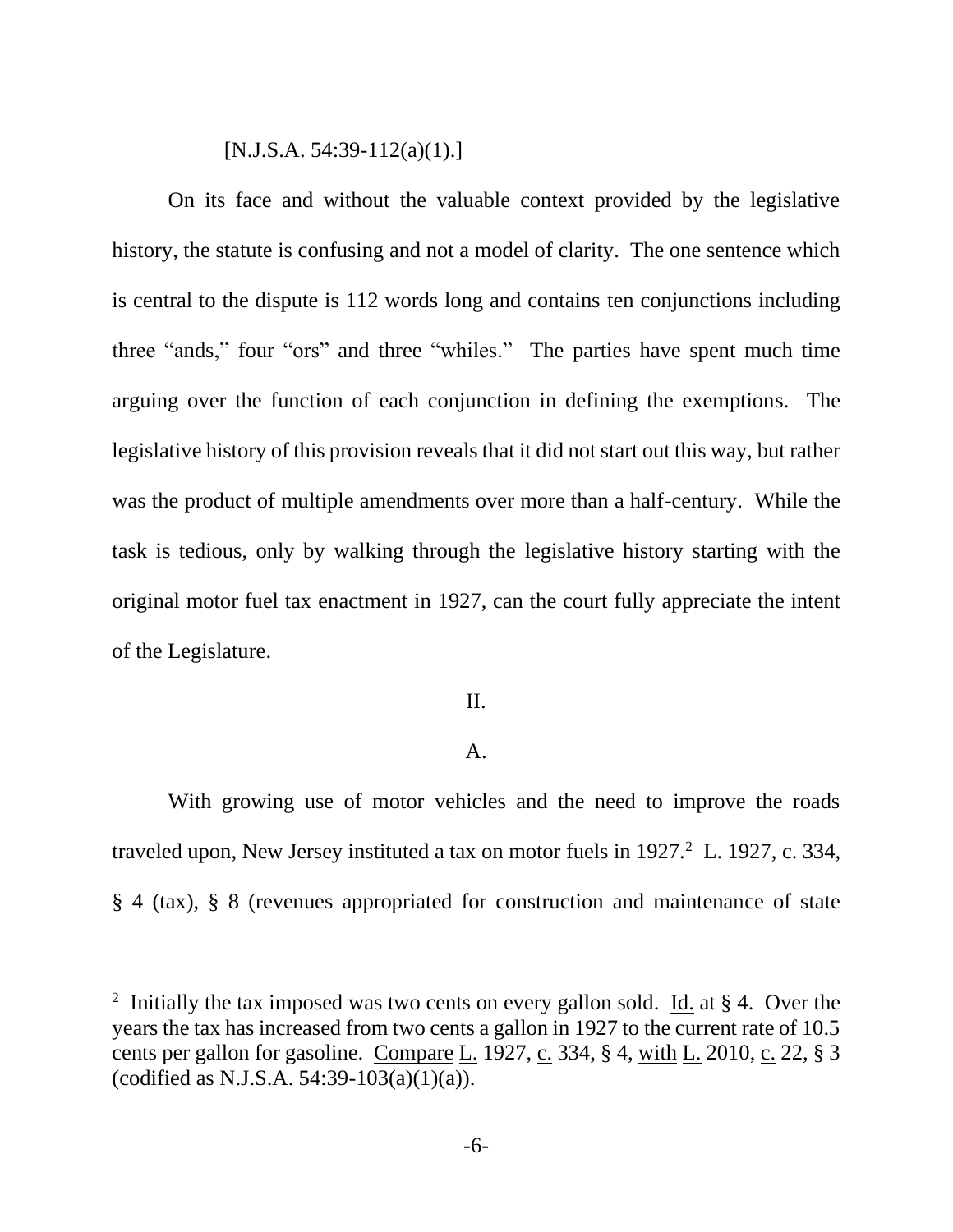[N.J.S.A. 54:39-112(a)(1).]

On its face and without the valuable context provided by the legislative history, the statute is confusing and not a model of clarity. The one sentence which is central to the dispute is 112 words long and contains ten conjunctions including three "ands," four "ors" and three "whiles." The parties have spent much time arguing over the function of each conjunction in defining the exemptions. The legislative history of this provision reveals that it did not start out this way, but rather was the product of multiple amendments over more than a half-century. While the task is tedious, only by walking through the legislative history starting with the original motor fuel tax enactment in 1927, can the court fully appreciate the intent of the Legislature.

## II.

### A.

With growing use of motor vehicles and the need to improve the roads traveled upon, New Jersey instituted a tax on motor fuels in 1927.[2] L. 1927, c. 334, § 4 (tax), § 8 (revenues appropriated for construction and maintenance of state

---

[2] Initially the tax imposed was two cents on every gallon sold. Id. at § 4. Over the years the tax has increased from two cents a gallon in 1927 to the current rate of 10.5 cents per gallon for gasoline. Compare L. 1927, c. 334, § 4, with L. 2010, c. 22, § 3 (codified as N.J.S.A. 54:39-103(a)(1)(a)).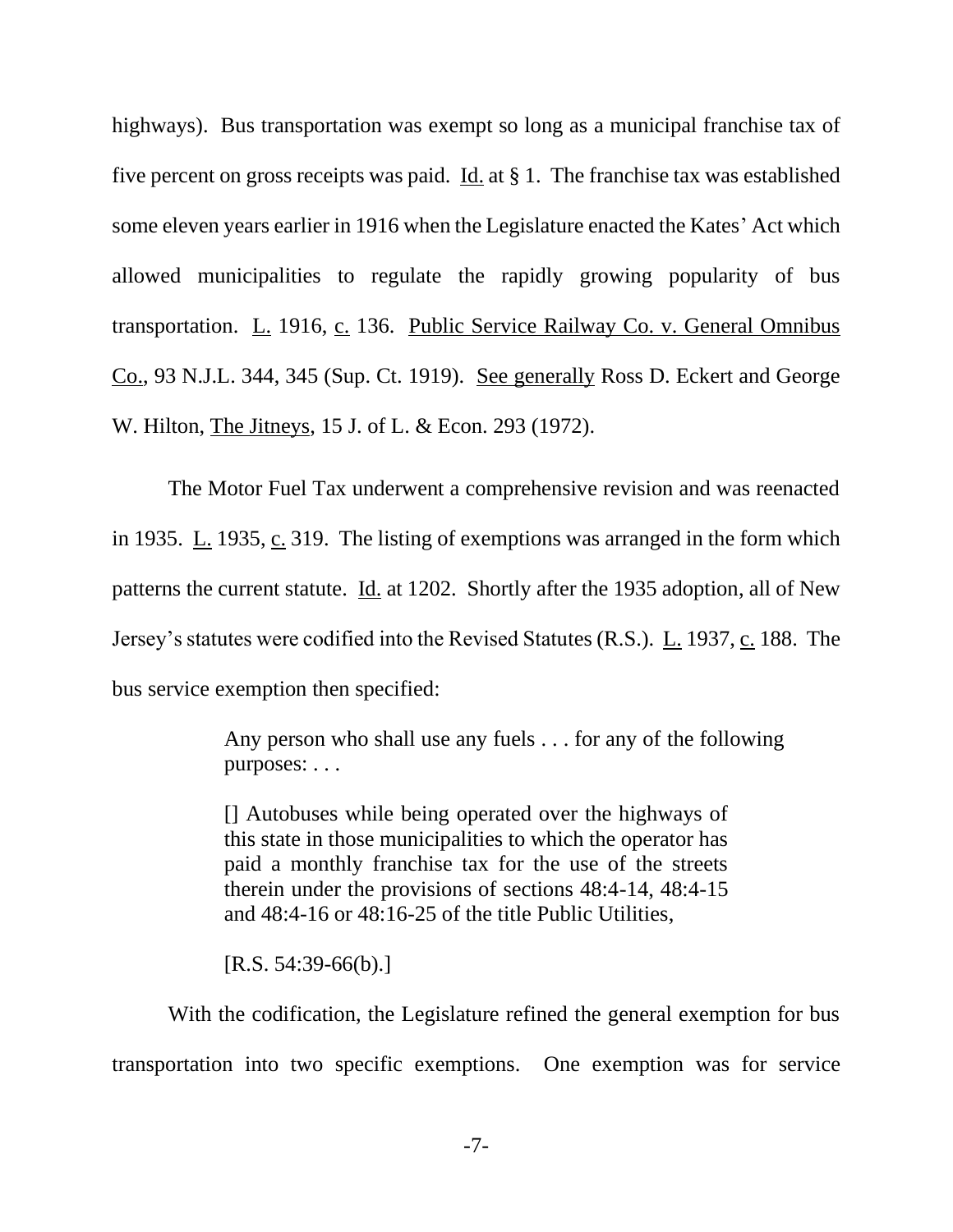highways). Bus transportation was exempt so long as a municipal franchise tax of five percent on gross receipts was paid. Id. at § 1. The franchise tax was established some eleven years earlier in 1916 when the Legislature enacted the Kates' Act which allowed municipalities to regulate the rapidly growing popularity of bus transportation. L. 1916, c. 136. Public Service Railway Co. v. General Omnibus Co., 93 N.J.L. 344, 345 (Sup. Ct. 1919). See generally Ross D. Eckert and George W. Hilton, The Jitneys, 15 J. of L. & Econ. 293 (1972).

The Motor Fuel Tax underwent a comprehensive revision and was reenacted in 1935. L. 1935, c. 319. The listing of exemptions was arranged in the form which patterns the current statute. Id. at 1202. Shortly after the 1935 adoption, all of New Jersey's statutes were codified into the Revised Statutes (R.S.). L. 1937, c. 188. The bus service exemption then specified:

> Any person who shall use any fuels . . . for any of the following purposes: . . .
>
> [] Autobuses while being operated over the highways of this state in those municipalities to which the operator has paid a monthly franchise tax for the use of the streets therein under the provisions of sections 48:4-14, 48:4-15 and 48:4-16 or 48:16-25 of the title Public Utilities,
>
> [R.S. 54:39-66(b).]

With the codification, the Legislature refined the general exemption for bus transportation into two specific exemptions. One exemption was for service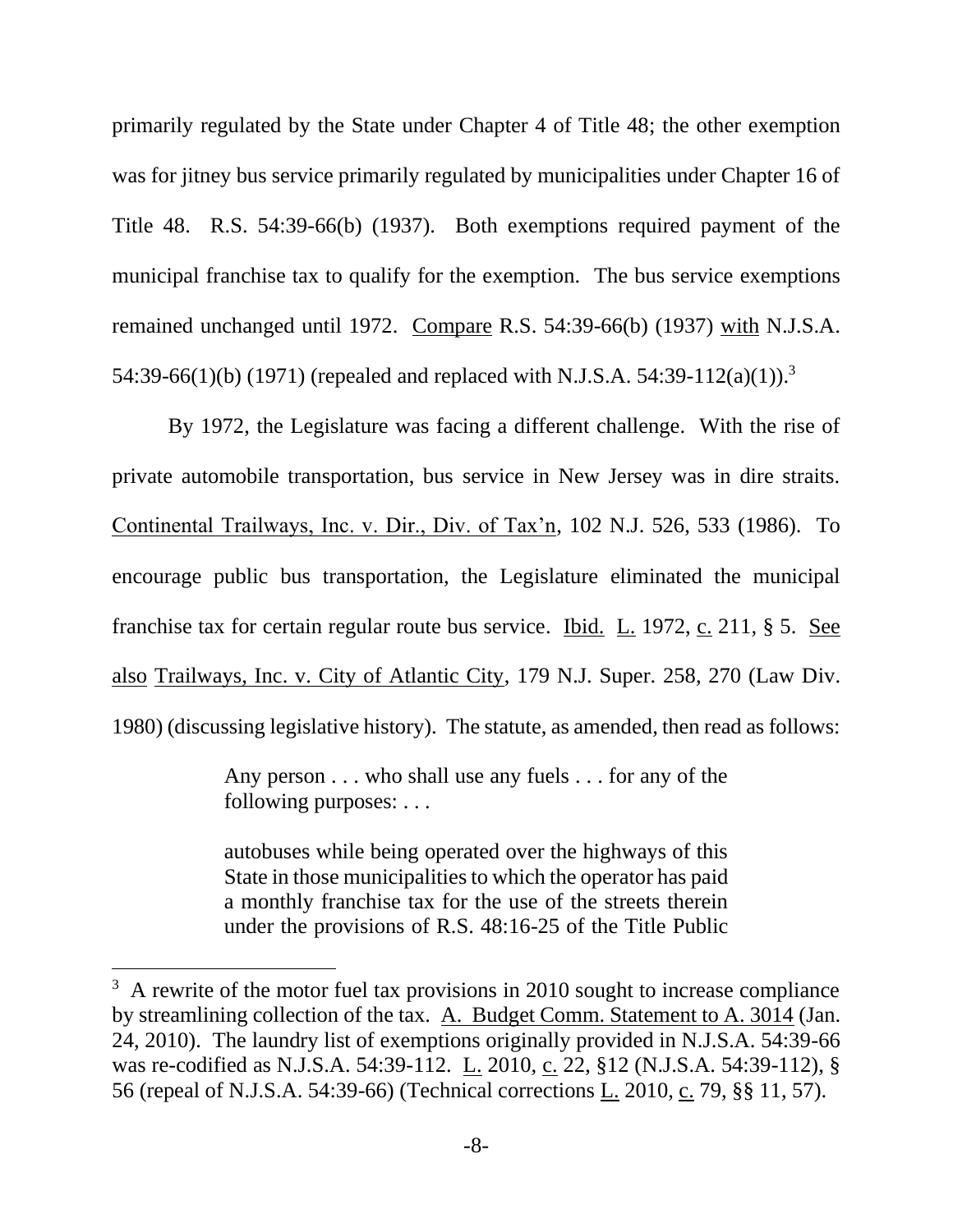primarily regulated by the State under Chapter 4 of Title 48; the other exemption was for jitney bus service primarily regulated by municipalities under Chapter 16 of Title 48. R.S. 54:39-66(b) (1937). Both exemptions required payment of the municipal franchise tax to qualify for the exemption. The bus service exemptions remained unchanged until 1972. Compare R.S. 54:39-66(b) (1937) with N.J.S.A. 54:39-66(1)(b) (1971) (repealed and replaced with N.J.S.A. 54:39-112(a)(1)).[3]

By 1972, the Legislature was facing a different challenge. With the rise of private automobile transportation, bus service in New Jersey was in dire straits. Continental Trailways, Inc. v. Dir., Div. of Tax'n, 102 N.J. 526, 533 (1986). To encourage public bus transportation, the Legislature eliminated the municipal franchise tax for certain regular route bus service. Ibid. L. 1972, c. 211, § 5. See also Trailways, Inc. v. City of Atlantic City, 179 N.J. Super. 258, 270 (Law Div. 1980) (discussing legislative history). The statute, as amended, then read as follows:

> Any person . . . who shall use any fuels . . . for any of the following purposes: . . .
>
> autobuses while being operated over the highways of this State in those municipalities to which the operator has paid a monthly franchise tax for the use of the streets therein under the provisions of R.S. 48:16-25 of the Title Public

[3] A rewrite of the motor fuel tax provisions in 2010 sought to increase compliance by streamlining collection of the tax. A. Budget Comm. Statement to A. 3014 (Jan. 24, 2010). The laundry list of exemptions originally provided in N.J.S.A. 54:39-66 was re-codified as N.J.S.A. 54:39-112. L. 2010, c. 22, §12 (N.J.S.A. 54:39-112), § 56 (repeal of N.J.S.A. 54:39-66) (Technical corrections L. 2010, c. 79, §§ 11, 57).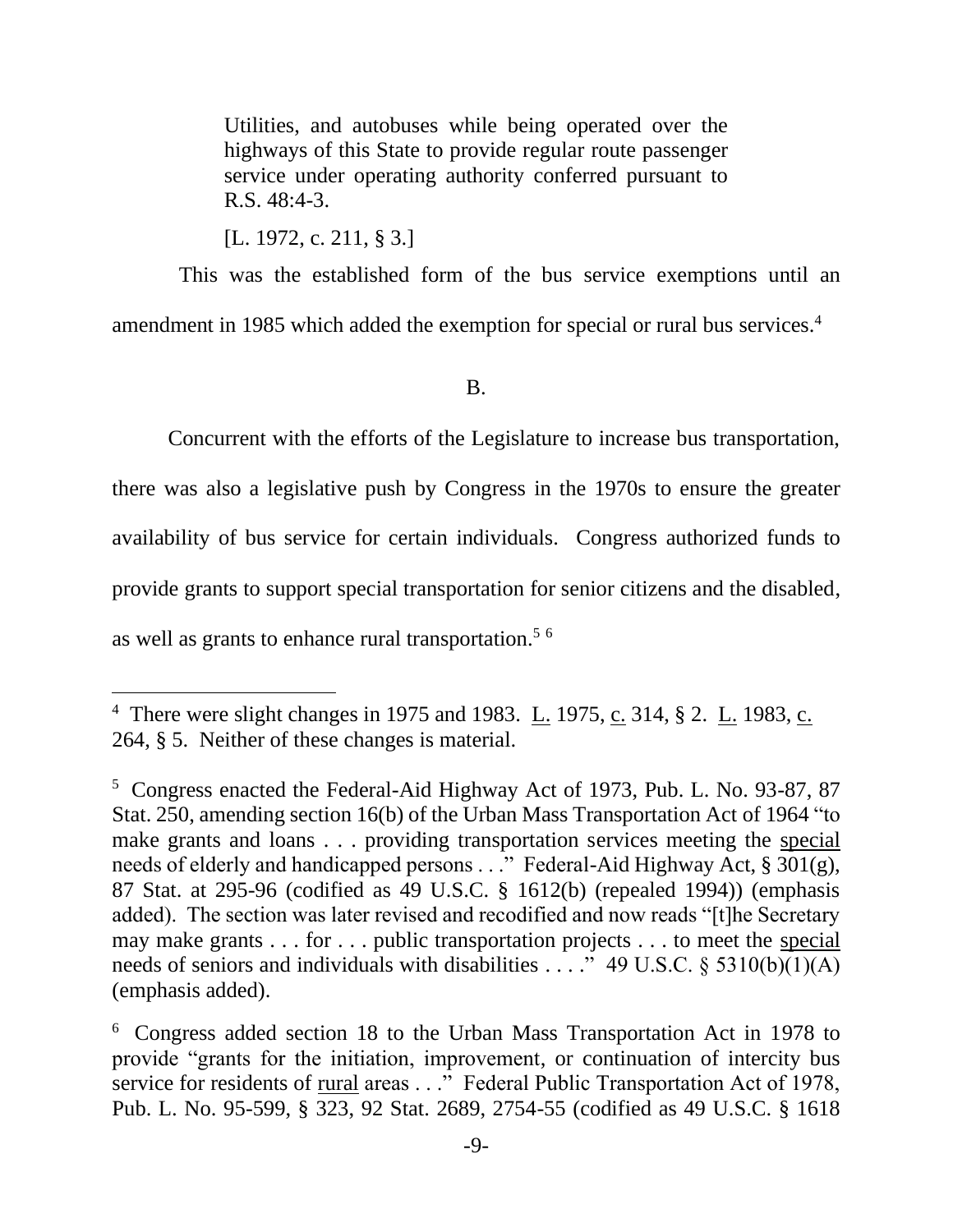> Utilities, and autobuses while being operated over the highways of this State to provide regular route passenger service under operating authority conferred pursuant to R.S. 48:4-3.
>
> [L. 1972, c. 211, § 3.]

This was the established form of the bus service exemptions until an amendment in 1985 which added the exemption for special or rural bus services.[4]

B.

Concurrent with the efforts of the Legislature to increase bus transportation, there was also a legislative push by Congress in the 1970s to ensure the greater availability of bus service for certain individuals. Congress authorized funds to provide grants to support special transportation for senior citizens and the disabled, as well as grants to enhance rural transportation.[5] [6]

---

[4] There were slight changes in 1975 and 1983. L. 1975, c. 314, § 2. L. 1983, c. 264, § 5. Neither of these changes is material.

[5] Congress enacted the Federal-Aid Highway Act of 1973, Pub. L. No. 93-87, 87 Stat. 250, amending section 16(b) of the Urban Mass Transportation Act of 1964 "to make grants and loans . . . providing transportation services meeting the special needs of elderly and handicapped persons . . ." Federal-Aid Highway Act, § 301(g), 87 Stat. at 295-96 (codified as 49 U.S.C. § 1612(b) (repealed 1994)) (emphasis added). The section was later revised and recodified and now reads "[t]he Secretary may make grants . . . for . . . public transportation projects . . . to meet the special needs of seniors and individuals with disabilities . . . ." 49 U.S.C. § 5310(b)(1)(A) (emphasis added).

[6] Congress added section 18 to the Urban Mass Transportation Act in 1978 to provide "grants for the initiation, improvement, or continuation of intercity bus service for residents of rural areas . . ." Federal Public Transportation Act of 1978, Pub. L. No. 95-599, § 323, 92 Stat. 2689, 2754-55 (codified as 49 U.S.C. § 1618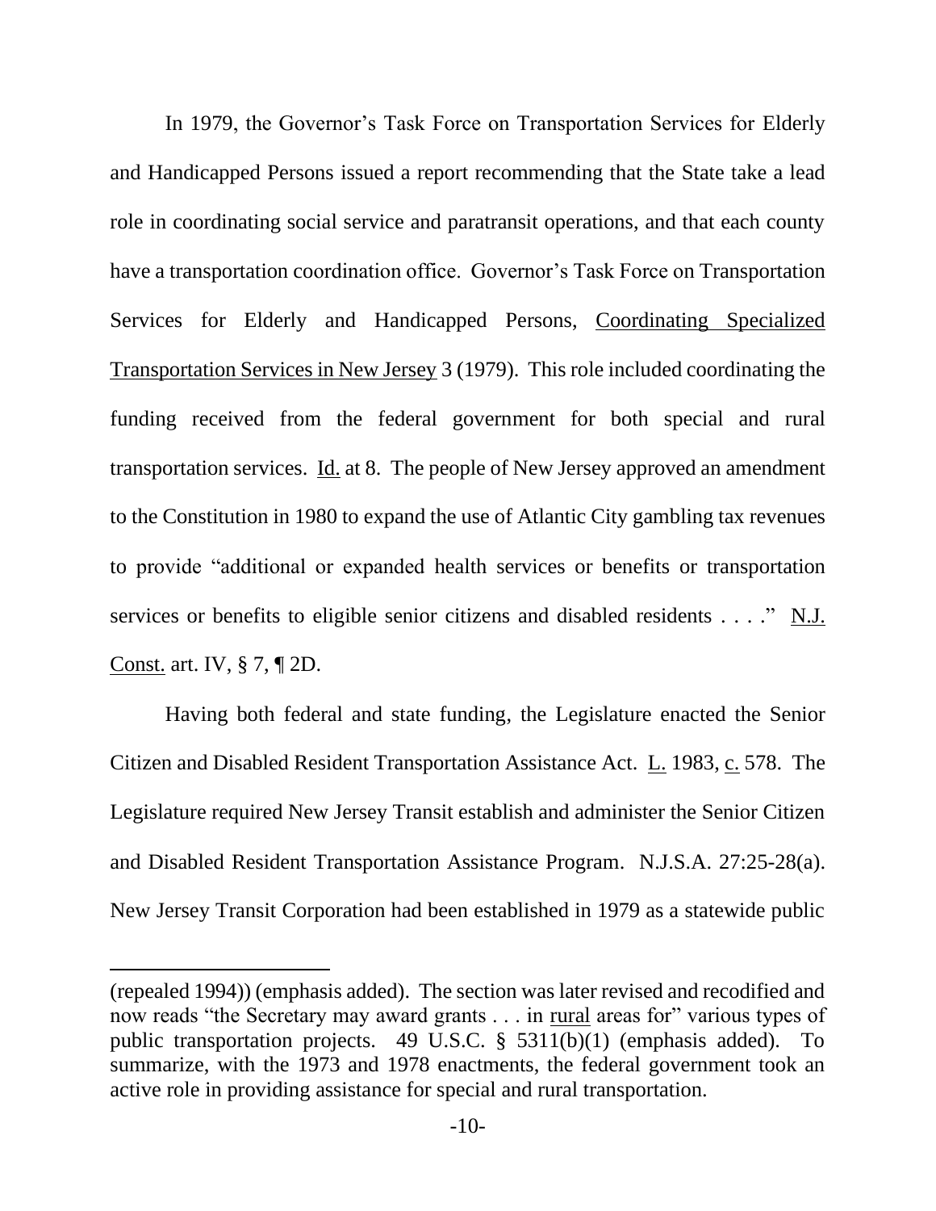In 1979, the Governor's Task Force on Transportation Services for Elderly and Handicapped Persons issued a report recommending that the State take a lead role in coordinating social service and paratransit operations, and that each county have a transportation coordination office. Governor's Task Force on Transportation Services for Elderly and Handicapped Persons, Coordinating Specialized Transportation Services in New Jersey 3 (1979). This role included coordinating the funding received from the federal government for both special and rural transportation services. Id. at 8. The people of New Jersey approved an amendment to the Constitution in 1980 to expand the use of Atlantic City gambling tax revenues to provide "additional or expanded health services or benefits or transportation services or benefits to eligible senior citizens and disabled residents . . . ." N.J. Const. art. IV, § 7, ¶ 2D.

Having both federal and state funding, the Legislature enacted the Senior Citizen and Disabled Resident Transportation Assistance Act. L. 1983, c. 578. The Legislature required New Jersey Transit establish and administer the Senior Citizen and Disabled Resident Transportation Assistance Program. N.J.S.A. 27:25-28(a). New Jersey Transit Corporation had been established in 1979 as a statewide public

---

(repealed 1994)) (emphasis added). The section was later revised and recodified and now reads "the Secretary may award grants . . . in rural areas for" various types of public transportation projects. 49 U.S.C. § 5311(b)(1) (emphasis added). To summarize, with the 1973 and 1978 enactments, the federal government took an active role in providing assistance for special and rural transportation.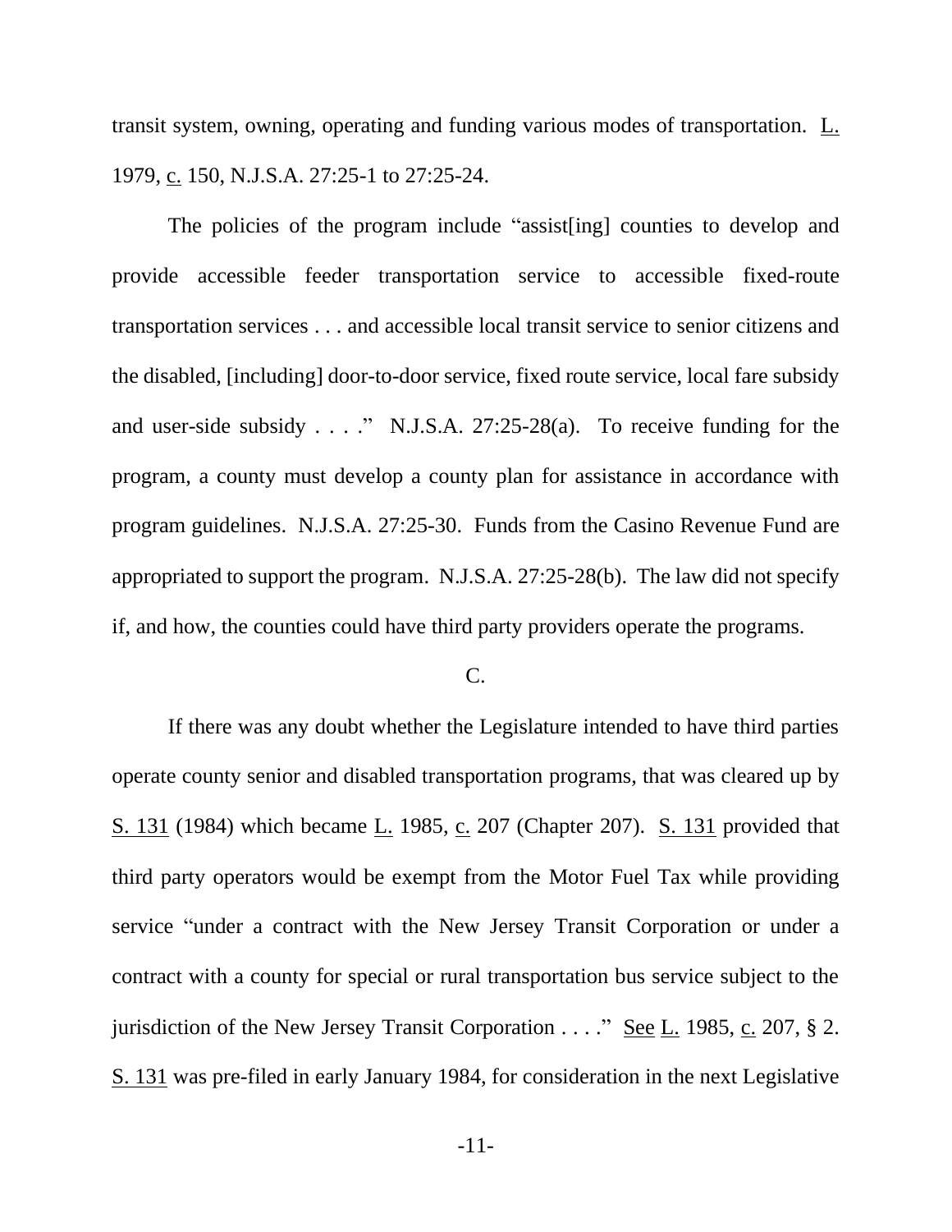transit system, owning, operating and funding various modes of transportation. L. 1979, c. 150, N.J.S.A. 27:25-1 to 27:25-24.

The policies of the program include "assist[ing] counties to develop and provide accessible feeder transportation service to accessible fixed-route transportation services . . . and accessible local transit service to senior citizens and the disabled, [including] door-to-door service, fixed route service, local fare subsidy and user-side subsidy . . . ." N.J.S.A. 27:25-28(a). To receive funding for the program, a county must develop a county plan for assistance in accordance with program guidelines. N.J.S.A. 27:25-30. Funds from the Casino Revenue Fund are appropriated to support the program. N.J.S.A. 27:25-28(b). The law did not specify if, and how, the counties could have third party providers operate the programs.

C.

If there was any doubt whether the Legislature intended to have third parties operate county senior and disabled transportation programs, that was cleared up by S. 131 (1984) which became L. 1985, c. 207 (Chapter 207). S. 131 provided that third party operators would be exempt from the Motor Fuel Tax while providing service "under a contract with the New Jersey Transit Corporation or under a contract with a county for special or rural transportation bus service subject to the jurisdiction of the New Jersey Transit Corporation . . . ." See L. 1985, c. 207, § 2. S. 131 was pre-filed in early January 1984, for consideration in the next Legislative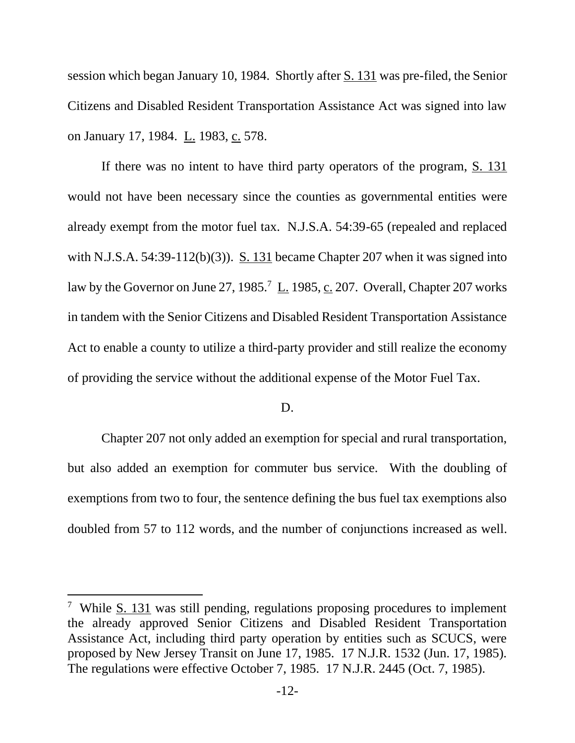session which began January 10, 1984. Shortly after S. 131 was pre-filed, the Senior Citizens and Disabled Resident Transportation Assistance Act was signed into law on January 17, 1984. L. 1983, c. 578.

If there was no intent to have third party operators of the program, S. 131 would not have been necessary since the counties as governmental entities were already exempt from the motor fuel tax. N.J.S.A. 54:39-65 (repealed and replaced with N.J.S.A. 54:39-112(b)(3)). S. 131 became Chapter 207 when it was signed into law by the Governor on June 27, 1985.[7] L. 1985, c. 207. Overall, Chapter 207 works in tandem with the Senior Citizens and Disabled Resident Transportation Assistance Act to enable a county to utilize a third-party provider and still realize the economy of providing the service without the additional expense of the Motor Fuel Tax.

D.

Chapter 207 not only added an exemption for special and rural transportation, but also added an exemption for commuter bus service. With the doubling of exemptions from two to four, the sentence defining the bus fuel tax exemptions also doubled from 57 to 112 words, and the number of conjunctions increased as well.

---

[7] While S. 131 was still pending, regulations proposing procedures to implement the already approved Senior Citizens and Disabled Resident Transportation Assistance Act, including third party operation by entities such as SCUCS, were proposed by New Jersey Transit on June 17, 1985. 17 N.J.R. 1532 (Jun. 17, 1985). The regulations were effective October 7, 1985. 17 N.J.R. 2445 (Oct. 7, 1985).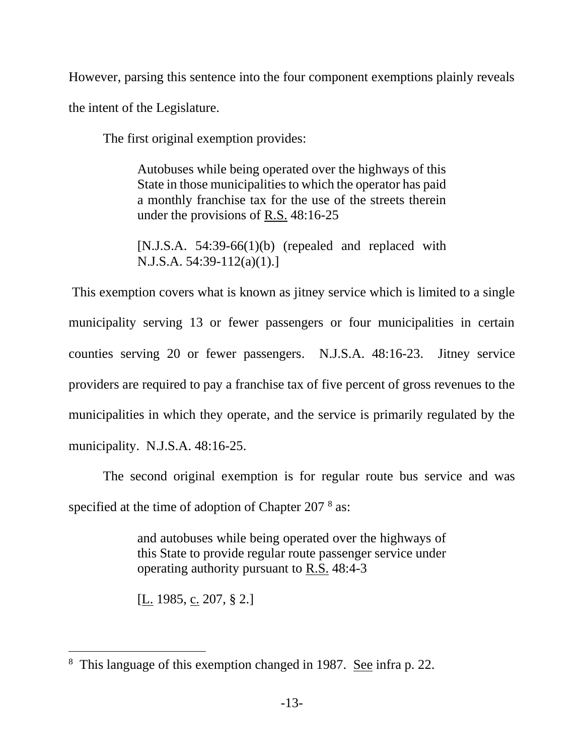However, parsing this sentence into the four component exemptions plainly reveals the intent of the Legislature.

The first original exemption provides:

> Autobuses while being operated over the highways of this State in those municipalities to which the operator has paid a monthly franchise tax for the use of the streets therein under the provisions of R.S. 48:16-25
>
> [N.J.S.A. 54:39-66(1)(b) (repealed and replaced with N.J.S.A. 54:39-112(a)(1).]

This exemption covers what is known as jitney service which is limited to a single municipality serving 13 or fewer passengers or four municipalities in certain counties serving 20 or fewer passengers. N.J.S.A. 48:16-23. Jitney service providers are required to pay a franchise tax of five percent of gross revenues to the municipalities in which they operate, and the service is primarily regulated by the municipality. N.J.S.A. 48:16-25.

The second original exemption is for regular route bus service and was specified at the time of adoption of Chapter 207 [8] as:

> and autobuses while being operated over the highways of this State to provide regular route passenger service under operating authority pursuant to R.S. 48:4-3
>
> [L. 1985, c. 207, § 2.]

---

[8] This language of this exemption changed in 1987. See infra p. 22.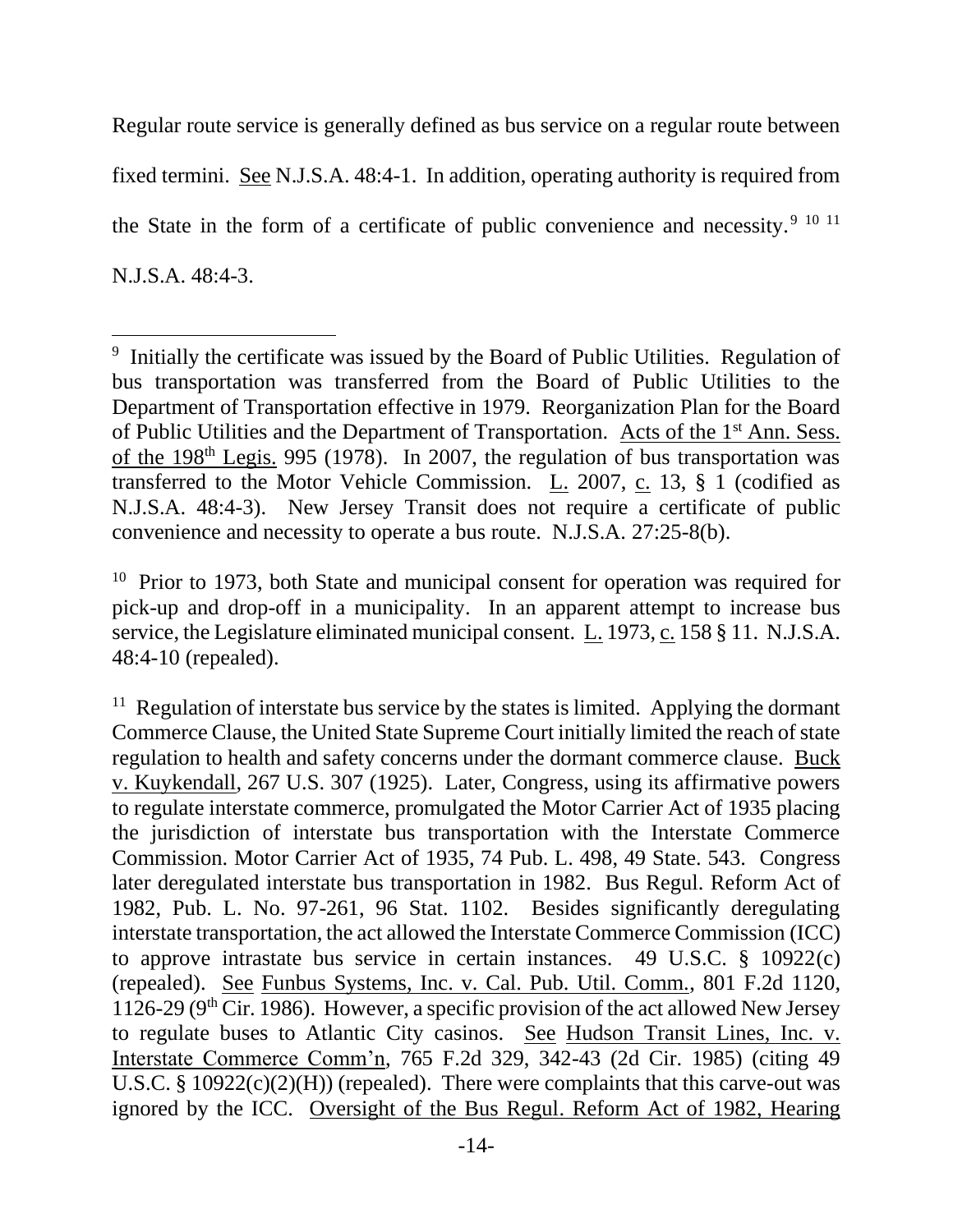Regular route service is generally defined as bus service on a regular route between fixed termini. See N.J.S.A. 48:4-1. In addition, operating authority is required from the State in the form of a certificate of public convenience and necessity.[9] [10] [11] N.J.S.A. 48:4-3.

---

[9] Initially the certificate was issued by the Board of Public Utilities. Regulation of bus transportation was transferred from the Board of Public Utilities to the Department of Transportation effective in 1979. Reorganization Plan for the Board of Public Utilities and the Department of Transportation. Acts of the 1st Ann. Sess. of the 198th Legis. 995 (1978). In 2007, the regulation of bus transportation was transferred to the Motor Vehicle Commission. L. 2007, c. 13, § 1 (codified as N.J.S.A. 48:4-3). New Jersey Transit does not require a certificate of public convenience and necessity to operate a bus route. N.J.S.A. 27:25-8(b).

[10] Prior to 1973, both State and municipal consent for operation was required for pick-up and drop-off in a municipality. In an apparent attempt to increase bus service, the Legislature eliminated municipal consent. L. 1973, c. 158 § 11. N.J.S.A. 48:4-10 (repealed).

[11] Regulation of interstate bus service by the states is limited. Applying the dormant Commerce Clause, the United State Supreme Court initially limited the reach of state regulation to health and safety concerns under the dormant commerce clause. Buck v. Kuykendall, 267 U.S. 307 (1925). Later, Congress, using its affirmative powers to regulate interstate commerce, promulgated the Motor Carrier Act of 1935 placing the jurisdiction of interstate bus transportation with the Interstate Commerce Commission. Motor Carrier Act of 1935, 74 Pub. L. 498, 49 State. 543. Congress later deregulated interstate bus transportation in 1982. Bus Regul. Reform Act of 1982, Pub. L. No. 97-261, 96 Stat. 1102. Besides significantly deregulating interstate transportation, the act allowed the Interstate Commerce Commission (ICC) to approve intrastate bus service in certain instances. 49 U.S.C. § 10922(c) (repealed). See Funbus Systems, Inc. v. Cal. Pub. Util. Comm., 801 F.2d 1120, 1126-29 (9th Cir. 1986). However, a specific provision of the act allowed New Jersey to regulate buses to Atlantic City casinos. See Hudson Transit Lines, Inc. v. Interstate Commerce Comm'n, 765 F.2d 329, 342-43 (2d Cir. 1985) (citing 49 U.S.C. § 10922(c)(2)(H)) (repealed). There were complaints that this carve-out was ignored by the ICC. Oversight of the Bus Regul. Reform Act of 1982, Hearing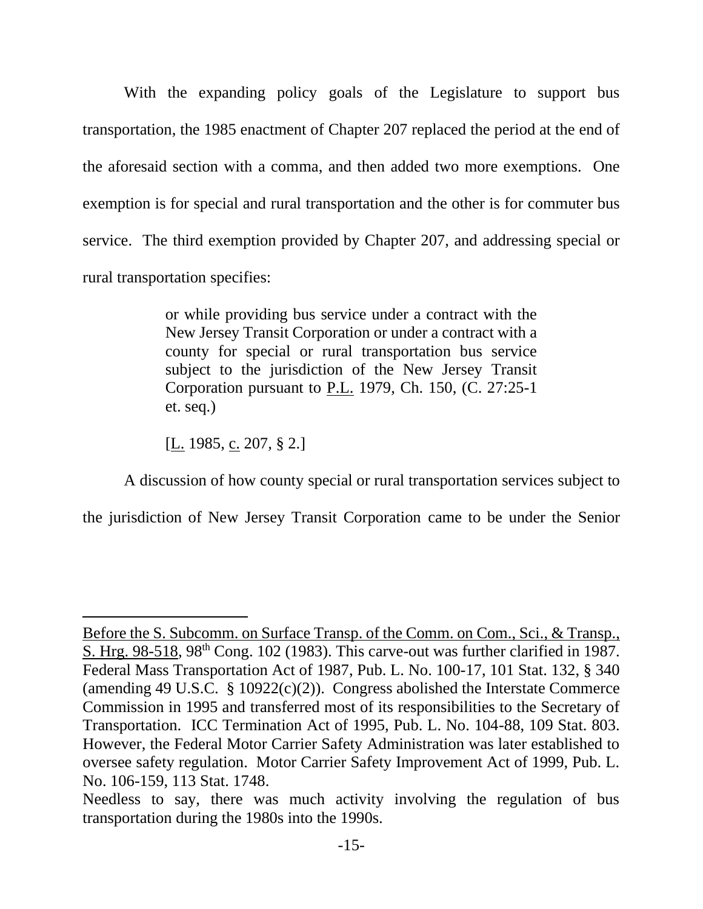With the expanding policy goals of the Legislature to support bus transportation, the 1985 enactment of Chapter 207 replaced the period at the end of the aforesaid section with a comma, and then added two more exemptions. One exemption is for special and rural transportation and the other is for commuter bus service. The third exemption provided by Chapter 207, and addressing special or rural transportation specifies:

> or while providing bus service under a contract with the New Jersey Transit Corporation or under a contract with a county for special or rural transportation bus service subject to the jurisdiction of the New Jersey Transit Corporation pursuant to P.L. 1979, Ch. 150, (C. 27:25-1 et. seq.)
>
> [L. 1985, c. 207, § 2.]

A discussion of how county special or rural transportation services subject to the jurisdiction of New Jersey Transit Corporation came to be under the Senior

---

Before the S. Subcomm. on Surface Transp. of the Comm. on Com., Sci., & Transp., S. Hrg. 98-518, 98th Cong. 102 (1983). This carve-out was further clarified in 1987. Federal Mass Transportation Act of 1987, Pub. L. No. 100-17, 101 Stat. 132, § 340 (amending 49 U.S.C. § 10922(c)(2)). Congress abolished the Interstate Commerce Commission in 1995 and transferred most of its responsibilities to the Secretary of Transportation. ICC Termination Act of 1995, Pub. L. No. 104-88, 109 Stat. 803. However, the Federal Motor Carrier Safety Administration was later established to oversee safety regulation. Motor Carrier Safety Improvement Act of 1999, Pub. L. No. 106-159, 113 Stat. 1748.

Needless to say, there was much activity involving the regulation of bus transportation during the 1980s into the 1990s.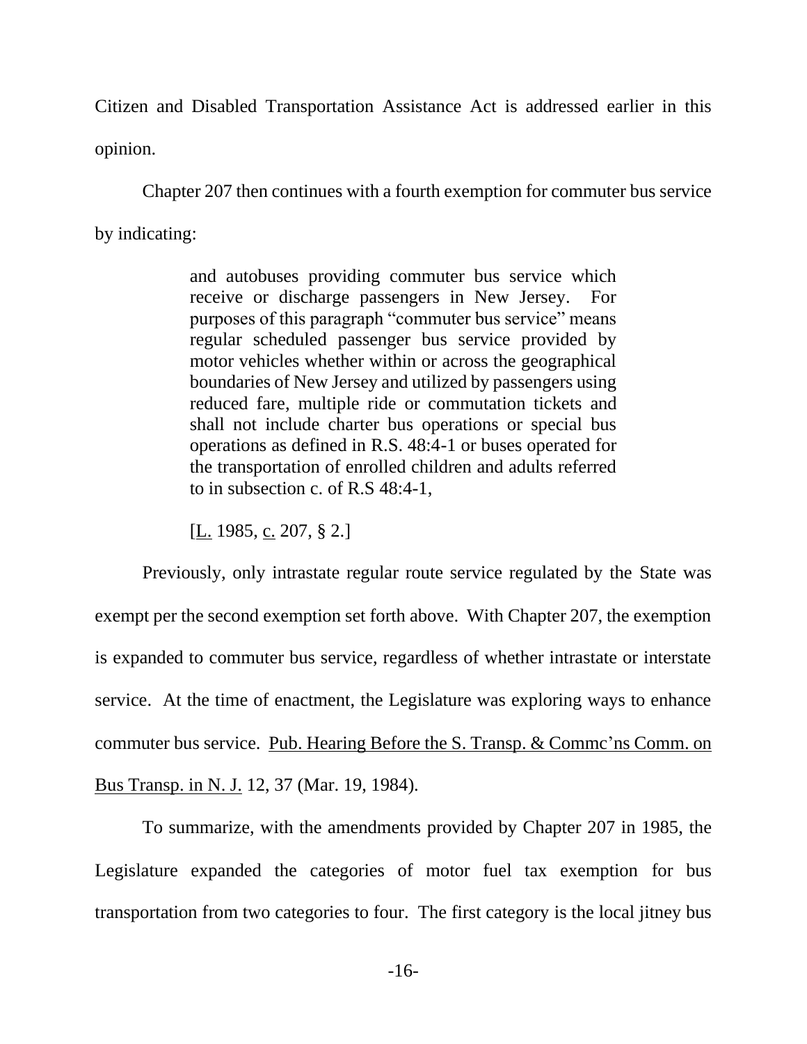Citizen and Disabled Transportation Assistance Act is addressed earlier in this opinion.

Chapter 207 then continues with a fourth exemption for commuter bus service by indicating:

> and autobuses providing commuter bus service which receive or discharge passengers in New Jersey. For purposes of this paragraph "commuter bus service" means regular scheduled passenger bus service provided by motor vehicles whether within or across the geographical boundaries of New Jersey and utilized by passengers using reduced fare, multiple ride or commutation tickets and shall not include charter bus operations or special bus operations as defined in R.S. 48:4-1 or buses operated for the transportation of enrolled children and adults referred to in subsection c. of R.S 48:4-1,
>
> [L. 1985, c. 207, § 2.]

Previously, only intrastate regular route service regulated by the State was exempt per the second exemption set forth above. With Chapter 207, the exemption is expanded to commuter bus service, regardless of whether intrastate or interstate service. At the time of enactment, the Legislature was exploring ways to enhance commuter bus service. Pub. Hearing Before the S. Transp. & Commc'ns Comm. on Bus Transp. in N. J. 12, 37 (Mar. 19, 1984).

To summarize, with the amendments provided by Chapter 207 in 1985, the Legislature expanded the categories of motor fuel tax exemption for bus transportation from two categories to four. The first category is the local jitney bus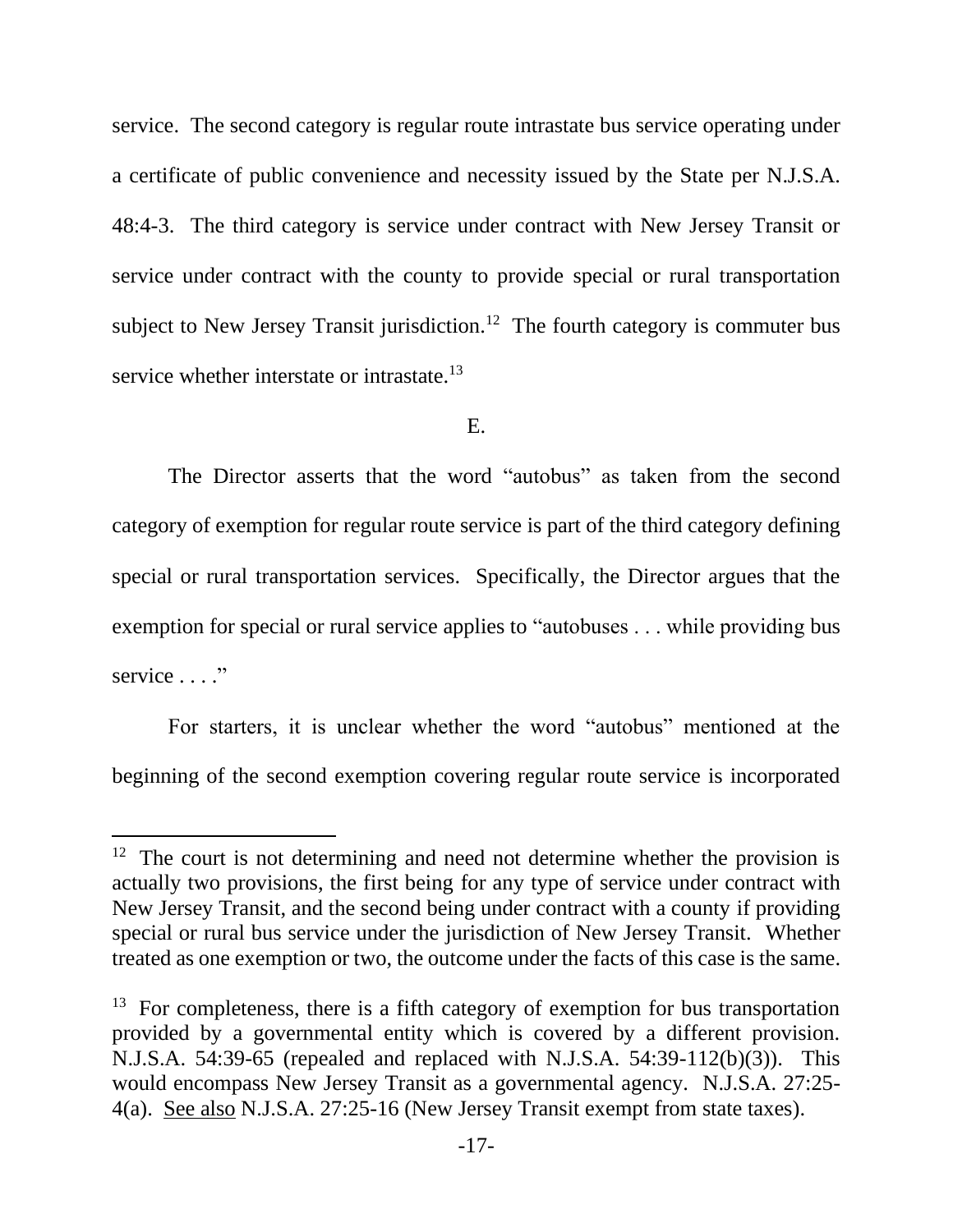service. The second category is regular route intrastate bus service operating under a certificate of public convenience and necessity issued by the State per N.J.S.A. 48:4-3. The third category is service under contract with New Jersey Transit or service under contract with the county to provide special or rural transportation subject to New Jersey Transit jurisdiction.[12] The fourth category is commuter bus service whether interstate or intrastate.[13]

E.

The Director asserts that the word "autobus" as taken from the second category of exemption for regular route service is part of the third category defining special or rural transportation services. Specifically, the Director argues that the exemption for special or rural service applies to "autobuses . . . while providing bus service . . . ."

For starters, it is unclear whether the word "autobus" mentioned at the beginning of the second exemption covering regular route service is incorporated

---

[12] The court is not determining and need not determine whether the provision is actually two provisions, the first being for any type of service under contract with New Jersey Transit, and the second being under contract with a county if providing special or rural bus service under the jurisdiction of New Jersey Transit. Whether treated as one exemption or two, the outcome under the facts of this case is the same.

[13] For completeness, there is a fifth category of exemption for bus transportation provided by a governmental entity which is covered by a different provision. N.J.S.A. 54:39-65 (repealed and replaced with N.J.S.A. 54:39-112(b)(3)). This would encompass New Jersey Transit as a governmental agency. N.J.S.A. 27:25-4(a). See also N.J.S.A. 27:25-16 (New Jersey Transit exempt from state taxes).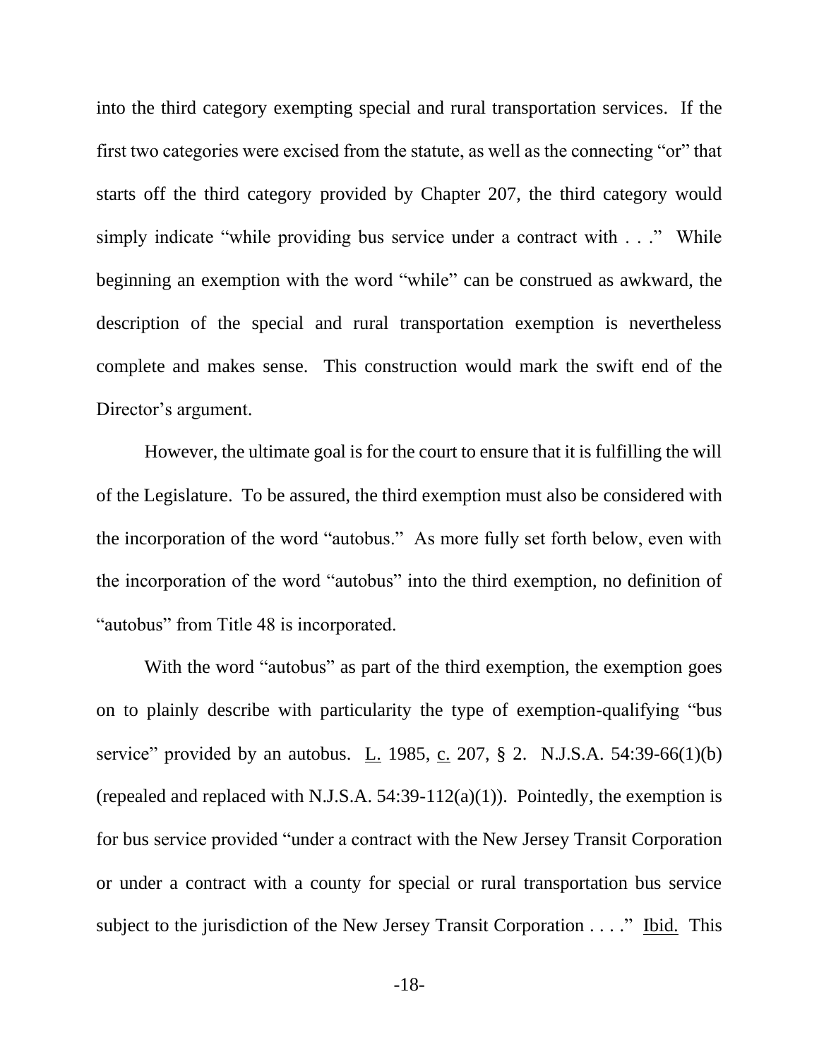into the third category exempting special and rural transportation services. If the first two categories were excised from the statute, as well as the connecting "or" that starts off the third category provided by Chapter 207, the third category would simply indicate "while providing bus service under a contract with . . ." While beginning an exemption with the word "while" can be construed as awkward, the description of the special and rural transportation exemption is nevertheless complete and makes sense. This construction would mark the swift end of the Director's argument.

However, the ultimate goal is for the court to ensure that it is fulfilling the will of the Legislature. To be assured, the third exemption must also be considered with the incorporation of the word "autobus." As more fully set forth below, even with the incorporation of the word "autobus" into the third exemption, no definition of "autobus" from Title 48 is incorporated.

With the word "autobus" as part of the third exemption, the exemption goes on to plainly describe with particularity the type of exemption-qualifying "bus service" provided by an autobus. L. 1985, c. 207, § 2. N.J.S.A. 54:39-66(1)(b) (repealed and replaced with N.J.S.A. 54:39-112(a)(1)). Pointedly, the exemption is for bus service provided "under a contract with the New Jersey Transit Corporation or under a contract with a county for special or rural transportation bus service subject to the jurisdiction of the New Jersey Transit Corporation . . . ." Ibid. This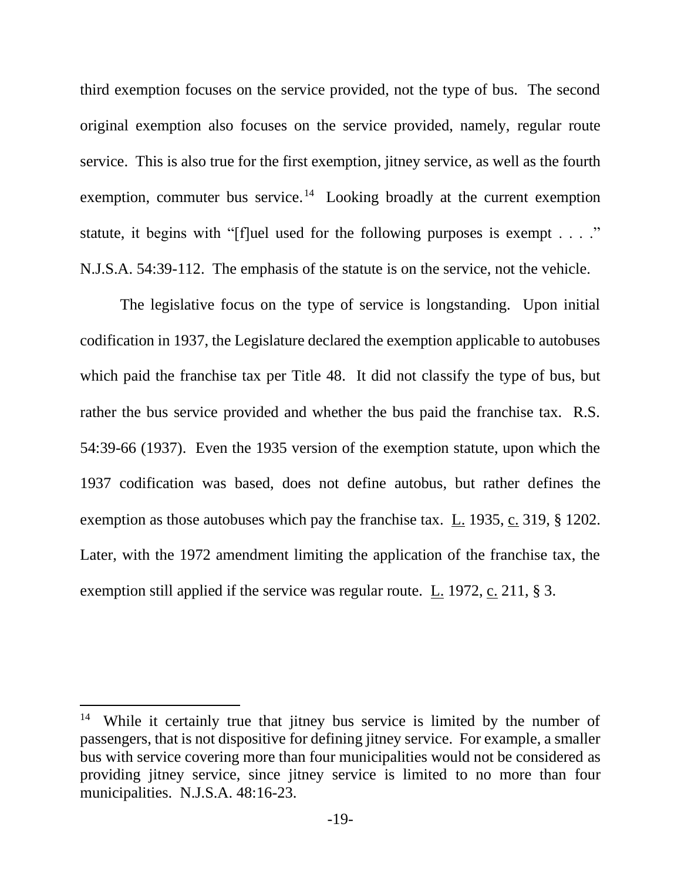third exemption focuses on the service provided, not the type of bus. The second original exemption also focuses on the service provided, namely, regular route service. This is also true for the first exemption, jitney service, as well as the fourth exemption, commuter bus service.[14] Looking broadly at the current exemption statute, it begins with "[f]uel used for the following purposes is exempt . . . ." N.J.S.A. 54:39-112. The emphasis of the statute is on the service, not the vehicle.

The legislative focus on the type of service is longstanding. Upon initial codification in 1937, the Legislature declared the exemption applicable to autobuses which paid the franchise tax per Title 48. It did not classify the type of bus, but rather the bus service provided and whether the bus paid the franchise tax. R.S. 54:39-66 (1937). Even the 1935 version of the exemption statute, upon which the 1937 codification was based, does not define autobus, but rather defines the exemption as those autobuses which pay the franchise tax. L. 1935, c. 319, § 1202. Later, with the 1972 amendment limiting the application of the franchise tax, the exemption still applied if the service was regular route. L. 1972, c. 211, § 3.

---

[14] While it certainly true that jitney bus service is limited by the number of passengers, that is not dispositive for defining jitney service. For example, a smaller bus with service covering more than four municipalities would not be considered as providing jitney service, since jitney service is limited to no more than four municipalities. N.J.S.A. 48:16-23.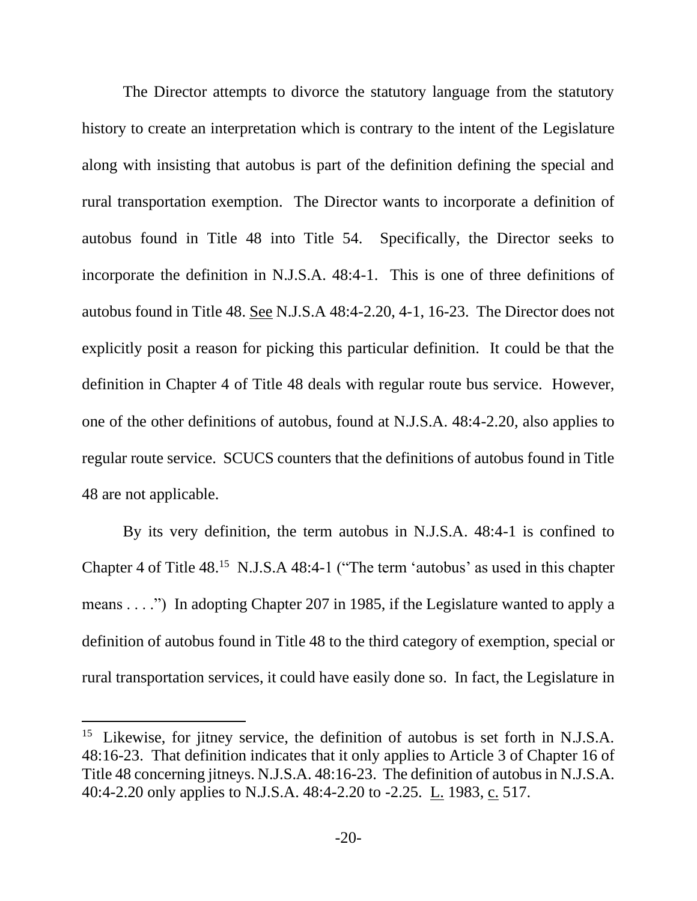The Director attempts to divorce the statutory language from the statutory history to create an interpretation which is contrary to the intent of the Legislature along with insisting that autobus is part of the definition defining the special and rural transportation exemption. The Director wants to incorporate a definition of autobus found in Title 48 into Title 54. Specifically, the Director seeks to incorporate the definition in N.J.S.A. 48:4-1. This is one of three definitions of autobus found in Title 48. See N.J.S.A 48:4-2.20, 4-1, 16-23. The Director does not explicitly posit a reason for picking this particular definition. It could be that the definition in Chapter 4 of Title 48 deals with regular route bus service. However, one of the other definitions of autobus, found at N.J.S.A. 48:4-2.20, also applies to regular route service. SCUCS counters that the definitions of autobus found in Title 48 are not applicable.

By its very definition, the term autobus in N.J.S.A. 48:4-1 is confined to Chapter 4 of Title 48.[15] N.J.S.A 48:4-1 ("The term 'autobus' as used in this chapter means . . . .") In adopting Chapter 207 in 1985, if the Legislature wanted to apply a definition of autobus found in Title 48 to the third category of exemption, special or rural transportation services, it could have easily done so. In fact, the Legislature in

---

[15] Likewise, for jitney service, the definition of autobus is set forth in N.J.S.A. 48:16-23. That definition indicates that it only applies to Article 3 of Chapter 16 of Title 48 concerning jitneys. N.J.S.A. 48:16-23. The definition of autobus in N.J.S.A. 40:4-2.20 only applies to N.J.S.A. 48:4-2.20 to -2.25. L. 1983, c. 517.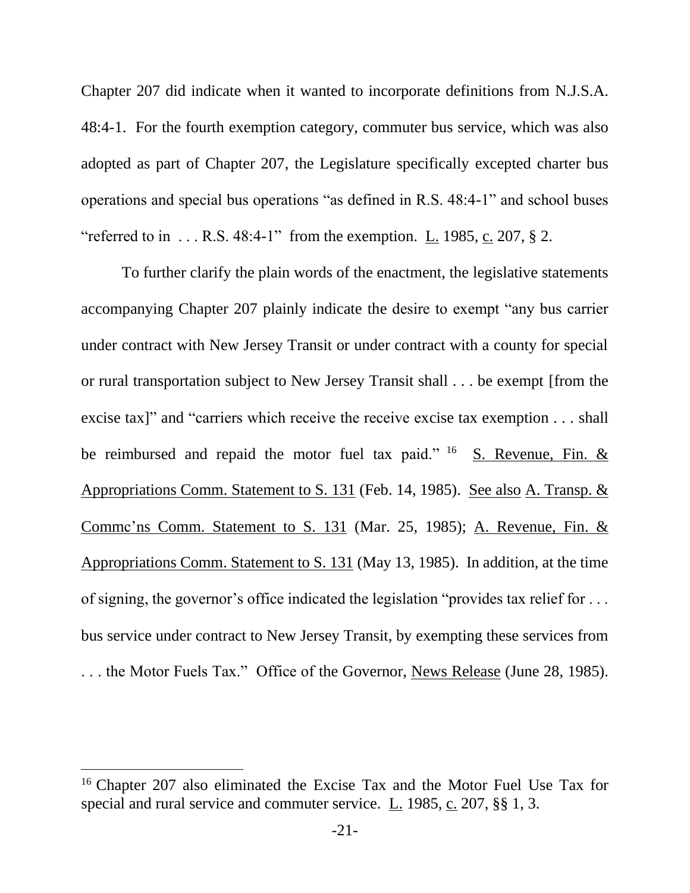Chapter 207 did indicate when it wanted to incorporate definitions from N.J.S.A. 48:4-1. For the fourth exemption category, commuter bus service, which was also adopted as part of Chapter 207, the Legislature specifically excepted charter bus operations and special bus operations "as defined in R.S. 48:4-1" and school buses "referred to in . . . R.S. 48:4-1" from the exemption. L. 1985, c. 207, § 2.

To further clarify the plain words of the enactment, the legislative statements accompanying Chapter 207 plainly indicate the desire to exempt "any bus carrier under contract with New Jersey Transit or under contract with a county for special or rural transportation subject to New Jersey Transit shall . . . be exempt [from the excise tax]" and "carriers which receive the receive excise tax exemption . . . shall be reimbursed and repaid the motor fuel tax paid." [16] S. Revenue, Fin. & Appropriations Comm. Statement to S. 131 (Feb. 14, 1985). See also A. Transp. & Commc'ns Comm. Statement to S. 131 (Mar. 25, 1985); A. Revenue, Fin. & Appropriations Comm. Statement to S. 131 (May 13, 1985). In addition, at the time of signing, the governor's office indicated the legislation "provides tax relief for . . . bus service under contract to New Jersey Transit, by exempting these services from . . . the Motor Fuels Tax." Office of the Governor, News Release (June 28, 1985).

[16] Chapter 207 also eliminated the Excise Tax and the Motor Fuel Use Tax for special and rural service and commuter service. L. 1985, c. 207, §§ 1, 3.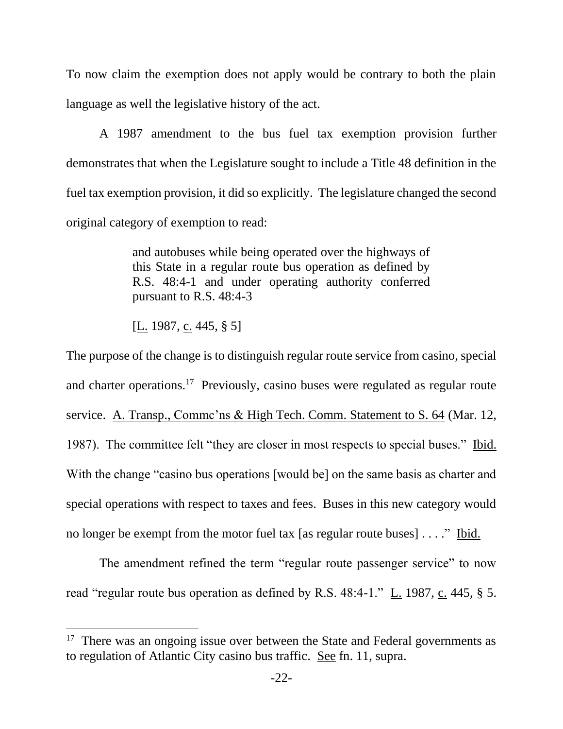To now claim the exemption does not apply would be contrary to both the plain language as well the legislative history of the act.

A 1987 amendment to the bus fuel tax exemption provision further demonstrates that when the Legislature sought to include a Title 48 definition in the fuel tax exemption provision, it did so explicitly. The legislature changed the second original category of exemption to read:

> and autobuses while being operated over the highways of this State in a regular route bus operation as defined by R.S. 48:4-1 and under operating authority conferred pursuant to R.S. 48:4-3
>
> [L. 1987, c. 445, § 5]

The purpose of the change is to distinguish regular route service from casino, special and charter operations.[17] Previously, casino buses were regulated as regular route service. A. Transp., Commc'ns & High Tech. Comm. Statement to S. 64 (Mar. 12, 1987). The committee felt "they are closer in most respects to special buses." Ibid. With the change "casino bus operations [would be] on the same basis as charter and special operations with respect to taxes and fees. Buses in this new category would no longer be exempt from the motor fuel tax [as regular route buses] . . . ." Ibid.

The amendment refined the term "regular route passenger service" to now read "regular route bus operation as defined by R.S. 48:4-1." L. 1987, c. 445, § 5.

---

[17] There was an ongoing issue over between the State and Federal governments as to regulation of Atlantic City casino bus traffic. See fn. 11, supra.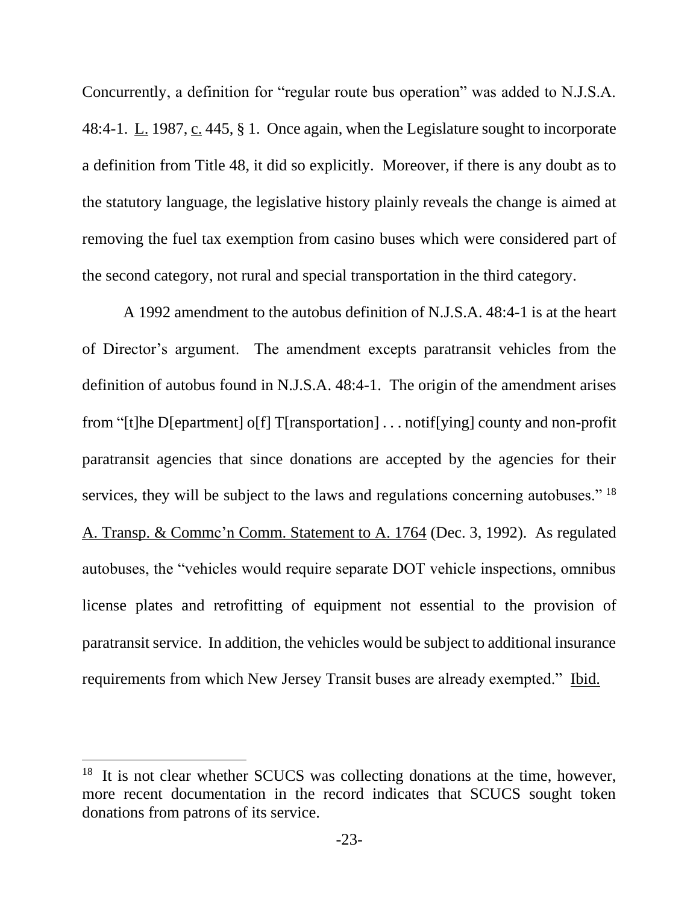Concurrently, a definition for "regular route bus operation" was added to N.J.S.A. 48:4-1. L. 1987, c. 445, § 1. Once again, when the Legislature sought to incorporate a definition from Title 48, it did so explicitly. Moreover, if there is any doubt as to the statutory language, the legislative history plainly reveals the change is aimed at removing the fuel tax exemption from casino buses which were considered part of the second category, not rural and special transportation in the third category.

A 1992 amendment to the autobus definition of N.J.S.A. 48:4-1 is at the heart of Director's argument. The amendment excepts paratransit vehicles from the definition of autobus found in N.J.S.A. 48:4-1. The origin of the amendment arises from "[t]he D[epartment] o[f] T[ransportation] . . . notif[ying] county and non-profit paratransit agencies that since donations are accepted by the agencies for their services, they will be subject to the laws and regulations concerning autobuses."[18] A. Transp. & Commc'n Comm. Statement to A. 1764 (Dec. 3, 1992). As regulated autobuses, the "vehicles would require separate DOT vehicle inspections, omnibus license plates and retrofitting of equipment not essential to the provision of paratransit service. In addition, the vehicles would be subject to additional insurance requirements from which New Jersey Transit buses are already exempted." Ibid.

---

[18] It is not clear whether SCUCS was collecting donations at the time, however, more recent documentation in the record indicates that SCUCS sought token donations from patrons of its service.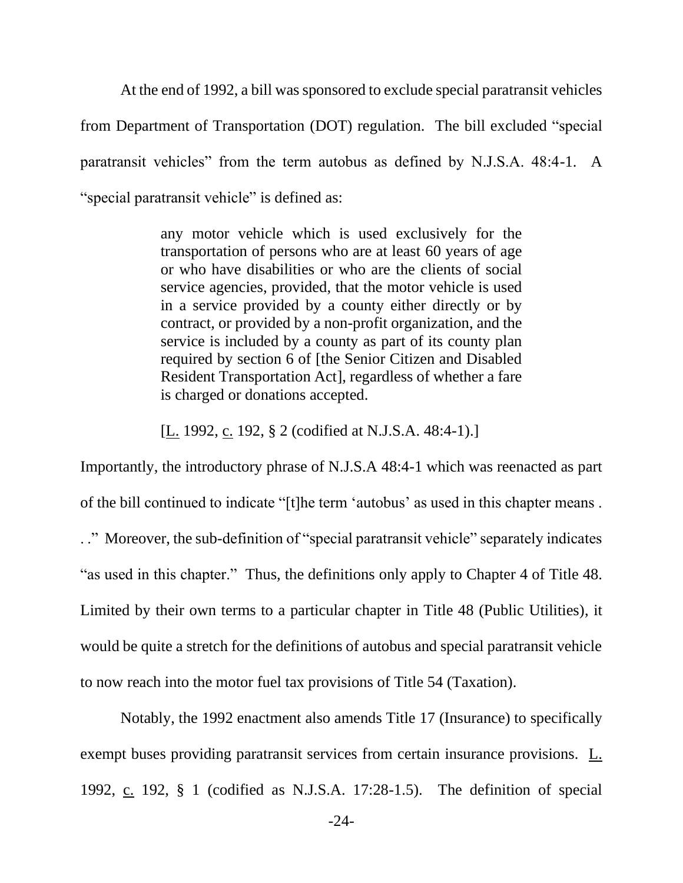At the end of 1992, a bill was sponsored to exclude special paratransit vehicles from Department of Transportation (DOT) regulation. The bill excluded "special paratransit vehicles" from the term autobus as defined by N.J.S.A. 48:4-1. A "special paratransit vehicle" is defined as:

> any motor vehicle which is used exclusively for the transportation of persons who are at least 60 years of age or who have disabilities or who are the clients of social service agencies, provided, that the motor vehicle is used in a service provided by a county either directly or by contract, or provided by a non-profit organization, and the service is included by a county as part of its county plan required by section 6 of [the Senior Citizen and Disabled Resident Transportation Act], regardless of whether a fare is charged or donations accepted.
>
> [L. 1992, c. 192, § 2 (codified at N.J.S.A. 48:4-1).]

Importantly, the introductory phrase of N.J.S.A 48:4-1 which was reenacted as part of the bill continued to indicate "[t]he term 'autobus' as used in this chapter means . . ." Moreover, the sub-definition of "special paratransit vehicle" separately indicates "as used in this chapter." Thus, the definitions only apply to Chapter 4 of Title 48. Limited by their own terms to a particular chapter in Title 48 (Public Utilities), it would be quite a stretch for the definitions of autobus and special paratransit vehicle to now reach into the motor fuel tax provisions of Title 54 (Taxation).

Notably, the 1992 enactment also amends Title 17 (Insurance) to specifically exempt buses providing paratransit services from certain insurance provisions. L. 1992, c. 192, § 1 (codified as N.J.S.A. 17:28-1.5). The definition of special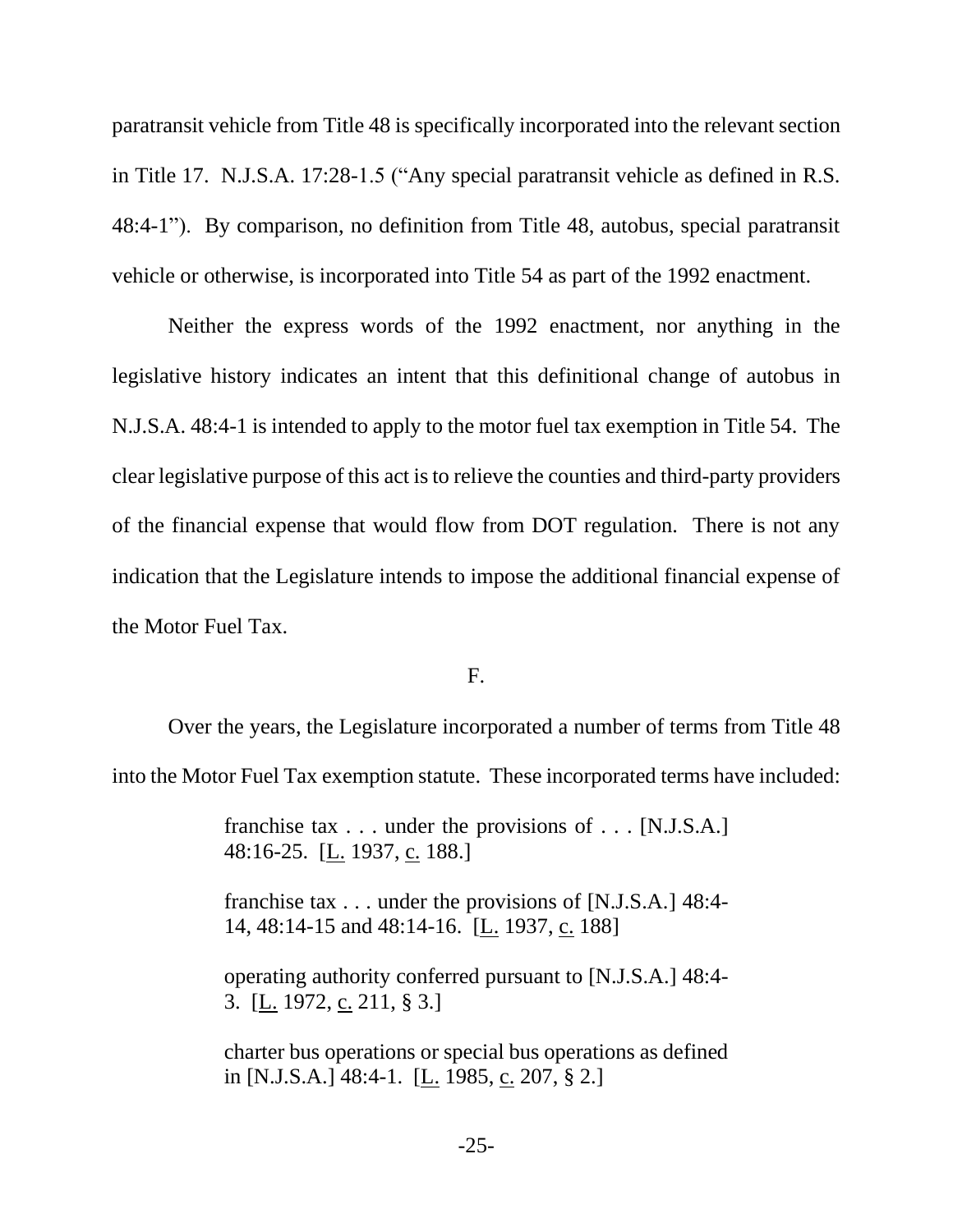paratransit vehicle from Title 48 is specifically incorporated into the relevant section in Title 17. N.J.S.A. 17:28-1.5 ("Any special paratransit vehicle as defined in R.S. 48:4-1"). By comparison, no definition from Title 48, autobus, special paratransit vehicle or otherwise, is incorporated into Title 54 as part of the 1992 enactment.

Neither the express words of the 1992 enactment, nor anything in the legislative history indicates an intent that this definitional change of autobus in N.J.S.A. 48:4-1 is intended to apply to the motor fuel tax exemption in Title 54. The clear legislative purpose of this act is to relieve the counties and third-party providers of the financial expense that would flow from DOT regulation. There is not any indication that the Legislature intends to impose the additional financial expense of the Motor Fuel Tax.

F.

Over the years, the Legislature incorporated a number of terms from Title 48 into the Motor Fuel Tax exemption statute. These incorporated terms have included:

> franchise tax . . . under the provisions of . . . [N.J.S.A.] 48:16-25. [L. 1937, c. 188.]
>
> franchise tax . . . under the provisions of [N.J.S.A.] 48:4-14, 48:14-15 and 48:14-16. [L. 1937, c. 188]
>
> operating authority conferred pursuant to [N.J.S.A.] 48:4-3. [L. 1972, c. 211, § 3.]
>
> charter bus operations or special bus operations as defined in [N.J.S.A.] 48:4-1. [L. 1985, c. 207, § 2.]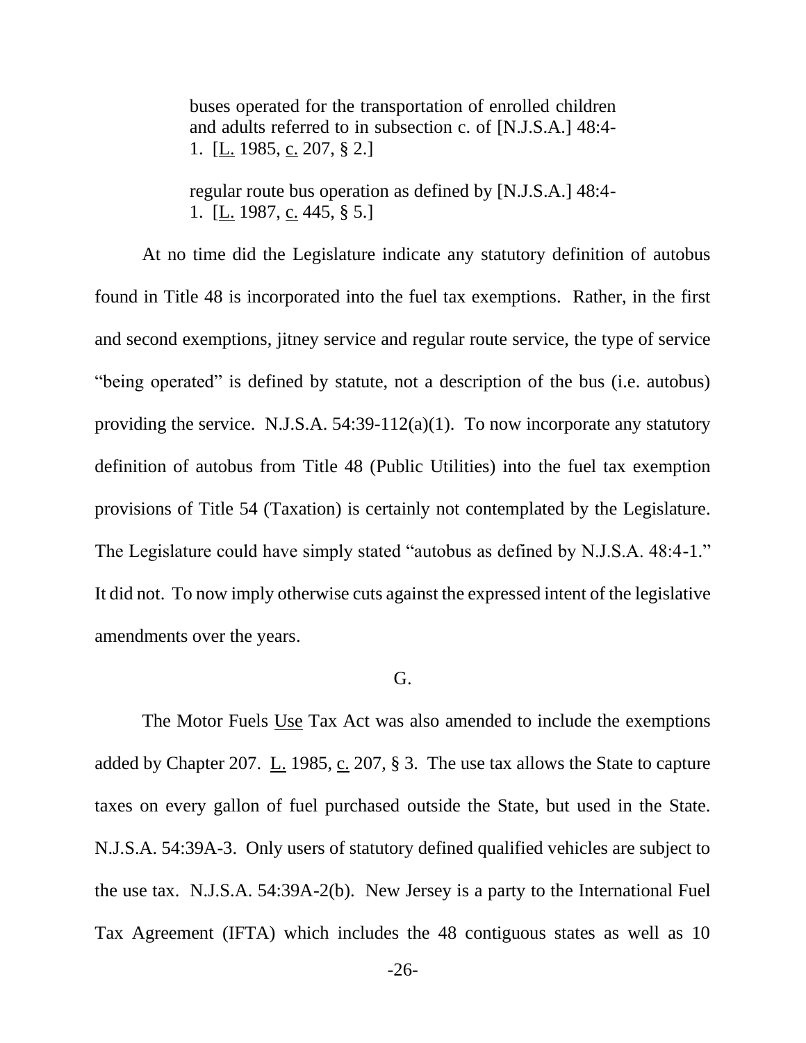> buses operated for the transportation of enrolled children and adults referred to in subsection c. of [N.J.S.A.] 48:4-1. [L. 1985, c. 207, § 2.]
>
> regular route bus operation as defined by [N.J.S.A.] 48:4-1. [L. 1987, c. 445, § 5.]

At no time did the Legislature indicate any statutory definition of autobus found in Title 48 is incorporated into the fuel tax exemptions. Rather, in the first and second exemptions, jitney service and regular route service, the type of service "being operated" is defined by statute, not a description of the bus (i.e. autobus) providing the service. N.J.S.A. 54:39-112(a)(1). To now incorporate any statutory definition of autobus from Title 48 (Public Utilities) into the fuel tax exemption provisions of Title 54 (Taxation) is certainly not contemplated by the Legislature. The Legislature could have simply stated "autobus as defined by N.J.S.A. 48:4-1." It did not. To now imply otherwise cuts against the expressed intent of the legislative amendments over the years.

G.

The Motor Fuels Use Tax Act was also amended to include the exemptions added by Chapter 207. L. 1985, c. 207, § 3. The use tax allows the State to capture taxes on every gallon of fuel purchased outside the State, but used in the State. N.J.S.A. 54:39A-3. Only users of statutory defined qualified vehicles are subject to the use tax. N.J.S.A. 54:39A-2(b). New Jersey is a party to the International Fuel Tax Agreement (IFTA) which includes the 48 contiguous states as well as 10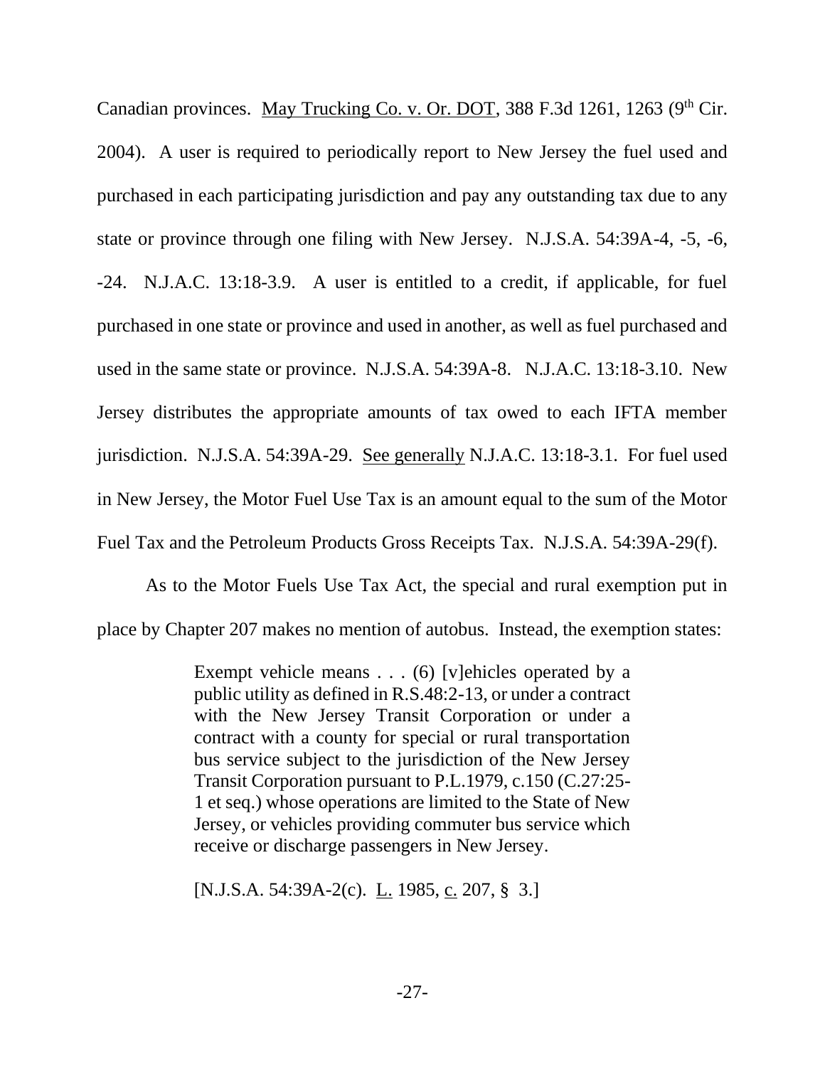Canadian provinces. May Trucking Co. v. Or. DOT, 388 F.3d 1261, 1263 (9th Cir. 2004). A user is required to periodically report to New Jersey the fuel used and purchased in each participating jurisdiction and pay any outstanding tax due to any state or province through one filing with New Jersey. N.J.S.A. 54:39A-4, -5, -6, -24. N.J.A.C. 13:18-3.9. A user is entitled to a credit, if applicable, for fuel purchased in one state or province and used in another, as well as fuel purchased and used in the same state or province. N.J.S.A. 54:39A-8. N.J.A.C. 13:18-3.10. New Jersey distributes the appropriate amounts of tax owed to each IFTA member jurisdiction. N.J.S.A. 54:39A-29. See generally N.J.A.C. 13:18-3.1. For fuel used in New Jersey, the Motor Fuel Use Tax is an amount equal to the sum of the Motor Fuel Tax and the Petroleum Products Gross Receipts Tax. N.J.S.A. 54:39A-29(f).

As to the Motor Fuels Use Tax Act, the special and rural exemption put in place by Chapter 207 makes no mention of autobus. Instead, the exemption states:

> Exempt vehicle means . . . (6) [v]ehicles operated by a public utility as defined in R.S.48:2-13, or under a contract with the New Jersey Transit Corporation or under a contract with a county for special or rural transportation bus service subject to the jurisdiction of the New Jersey Transit Corporation pursuant to P.L.1979, c.150 (C.27:25-1 et seq.) whose operations are limited to the State of New Jersey, or vehicles providing commuter bus service which receive or discharge passengers in New Jersey.
>
> [N.J.S.A. 54:39A-2(c). L. 1985, c. 207, § 3.]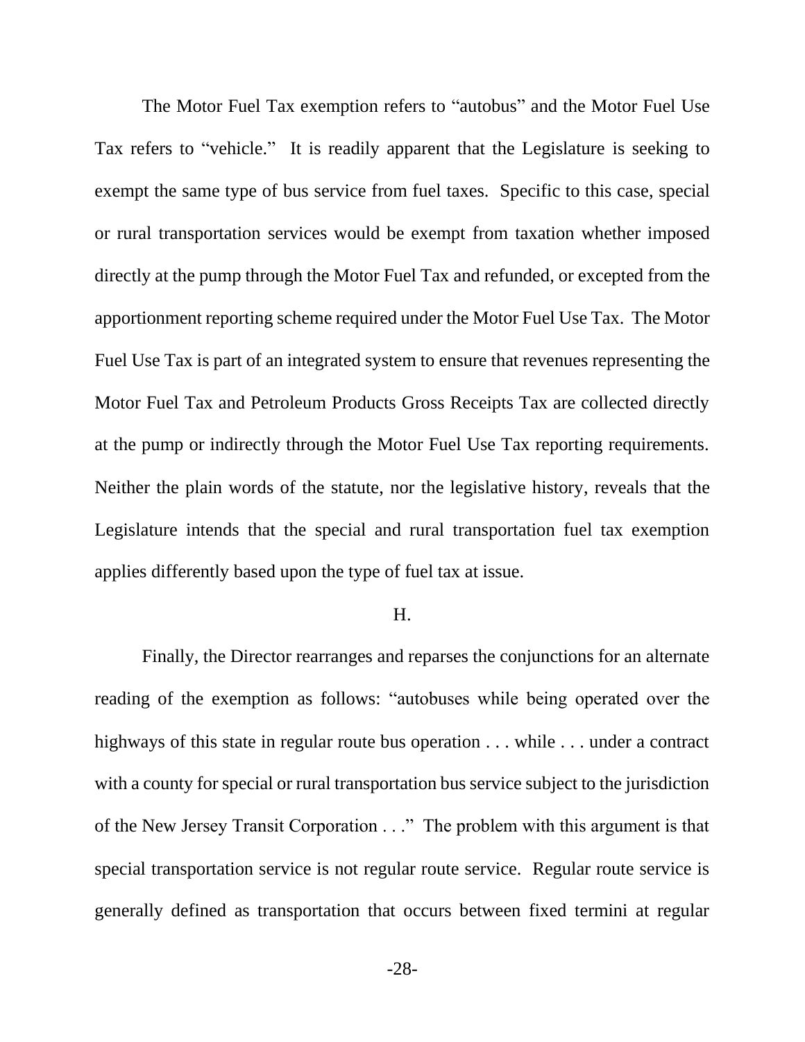The Motor Fuel Tax exemption refers to "autobus" and the Motor Fuel Use Tax refers to "vehicle." It is readily apparent that the Legislature is seeking to exempt the same type of bus service from fuel taxes. Specific to this case, special or rural transportation services would be exempt from taxation whether imposed directly at the pump through the Motor Fuel Tax and refunded, or excepted from the apportionment reporting scheme required under the Motor Fuel Use Tax. The Motor Fuel Use Tax is part of an integrated system to ensure that revenues representing the Motor Fuel Tax and Petroleum Products Gross Receipts Tax are collected directly at the pump or indirectly through the Motor Fuel Use Tax reporting requirements. Neither the plain words of the statute, nor the legislative history, reveals that the Legislature intends that the special and rural transportation fuel tax exemption applies differently based upon the type of fuel tax at issue.

H.

Finally, the Director rearranges and reparses the conjunctions for an alternate reading of the exemption as follows: "autobuses while being operated over the highways of this state in regular route bus operation . . . while . . . under a contract with a county for special or rural transportation bus service subject to the jurisdiction of the New Jersey Transit Corporation . . ." The problem with this argument is that special transportation service is not regular route service. Regular route service is generally defined as transportation that occurs between fixed termini at regular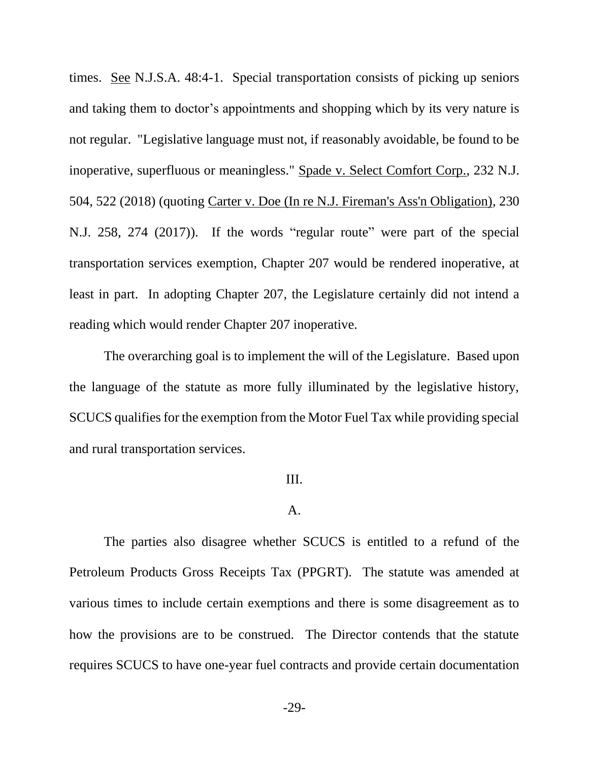times. See N.J.S.A. 48:4-1. Special transportation consists of picking up seniors and taking them to doctor's appointments and shopping which by its very nature is not regular. "Legislative language must not, if reasonably avoidable, be found to be inoperative, superfluous or meaningless." Spade v. Select Comfort Corp., 232 N.J. 504, 522 (2018) (quoting Carter v. Doe (In re N.J. Fireman's Ass'n Obligation), 230 N.J. 258, 274 (2017)). If the words "regular route" were part of the special transportation services exemption, Chapter 207 would be rendered inoperative, at least in part. In adopting Chapter 207, the Legislature certainly did not intend a reading which would render Chapter 207 inoperative.

The overarching goal is to implement the will of the Legislature. Based upon the language of the statute as more fully illuminated by the legislative history, SCUCS qualifies for the exemption from the Motor Fuel Tax while providing special and rural transportation services.

## III.

### A.

The parties also disagree whether SCUCS is entitled to a refund of the Petroleum Products Gross Receipts Tax (PPGRT). The statute was amended at various times to include certain exemptions and there is some disagreement as to how the provisions are to be construed. The Director contends that the statute requires SCUCS to have one-year fuel contracts and provide certain documentation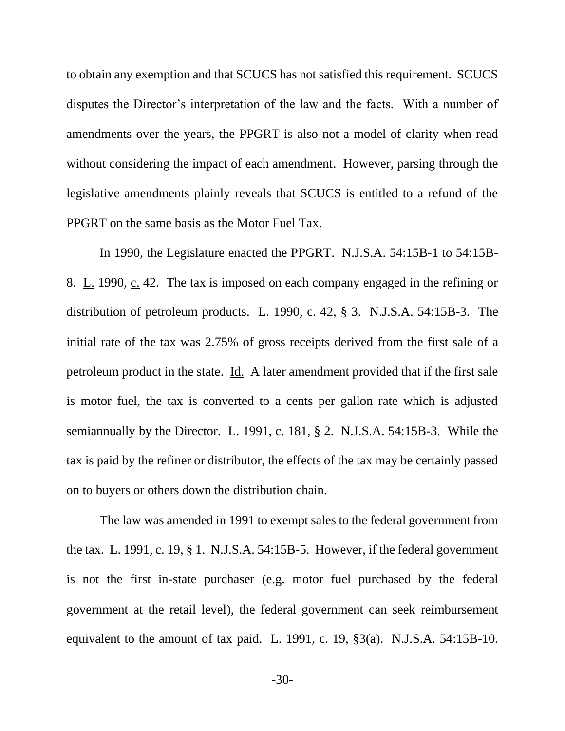to obtain any exemption and that SCUCS has not satisfied this requirement. SCUCS disputes the Director's interpretation of the law and the facts. With a number of amendments over the years, the PPGRT is also not a model of clarity when read without considering the impact of each amendment. However, parsing through the legislative amendments plainly reveals that SCUCS is entitled to a refund of the PPGRT on the same basis as the Motor Fuel Tax.

In 1990, the Legislature enacted the PPGRT. N.J.S.A. 54:15B-1 to 54:15B-8. L. 1990, c. 42. The tax is imposed on each company engaged in the refining or distribution of petroleum products. L. 1990, c. 42, § 3. N.J.S.A. 54:15B-3. The initial rate of the tax was 2.75% of gross receipts derived from the first sale of a petroleum product in the state. Id. A later amendment provided that if the first sale is motor fuel, the tax is converted to a cents per gallon rate which is adjusted semiannually by the Director. L. 1991, c. 181, § 2. N.J.S.A. 54:15B-3. While the tax is paid by the refiner or distributor, the effects of the tax may be certainly passed on to buyers or others down the distribution chain.

The law was amended in 1991 to exempt sales to the federal government from the tax. L. 1991, c. 19, § 1. N.J.S.A. 54:15B-5. However, if the federal government is not the first in-state purchaser (e.g. motor fuel purchased by the federal government at the retail level), the federal government can seek reimbursement equivalent to the amount of tax paid. L. 1991, c. 19, §3(a). N.J.S.A. 54:15B-10.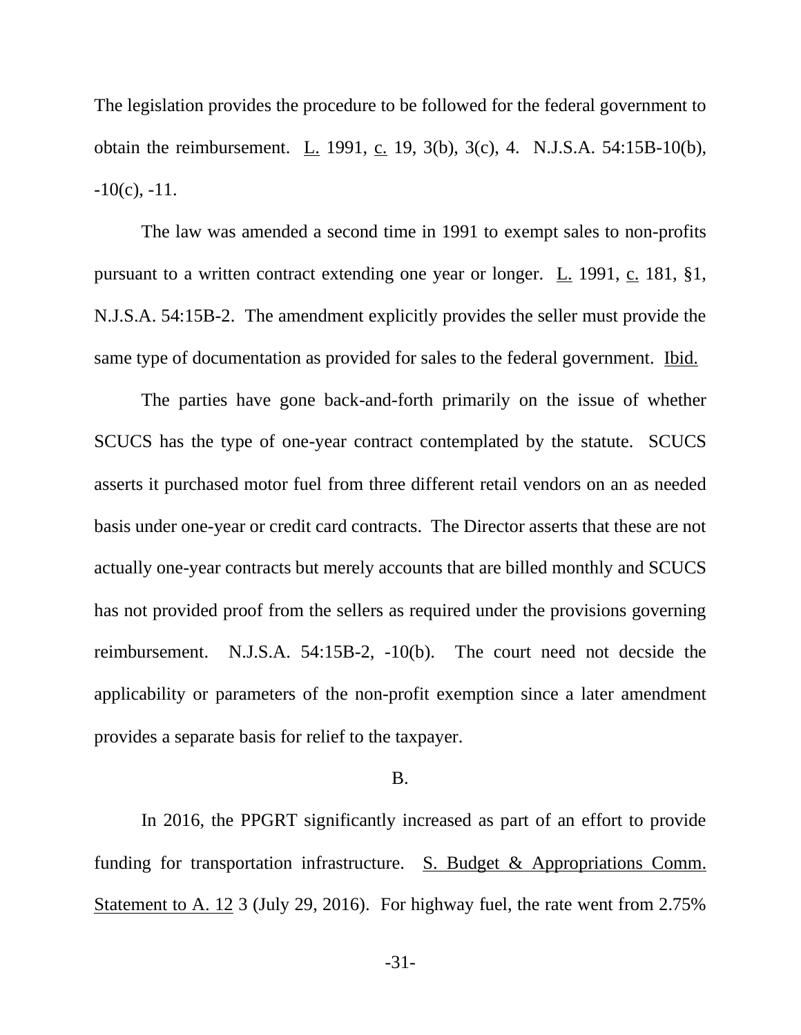The legislation provides the procedure to be followed for the federal government to obtain the reimbursement. L. 1991, c. 19, 3(b), 3(c), 4. N.J.S.A. 54:15B-10(b), -10(c), -11.

The law was amended a second time in 1991 to exempt sales to non-profits pursuant to a written contract extending one year or longer. L. 1991, c. 181, §1, N.J.S.A. 54:15B-2. The amendment explicitly provides the seller must provide the same type of documentation as provided for sales to the federal government. Ibid.

The parties have gone back-and-forth primarily on the issue of whether SCUCS has the type of one-year contract contemplated by the statute. SCUCS asserts it purchased motor fuel from three different retail vendors on an as needed basis under one-year or credit card contracts. The Director asserts that these are not actually one-year contracts but merely accounts that are billed monthly and SCUCS has not provided proof from the sellers as required under the provisions governing reimbursement. N.J.S.A. 54:15B-2, -10(b). The court need not decside the applicability or parameters of the non-profit exemption since a later amendment provides a separate basis for relief to the taxpayer.

B.

In 2016, the PPGRT significantly increased as part of an effort to provide funding for transportation infrastructure. S. Budget & Appropriations Comm. Statement to A. 12 3 (July 29, 2016). For highway fuel, the rate went from 2.75%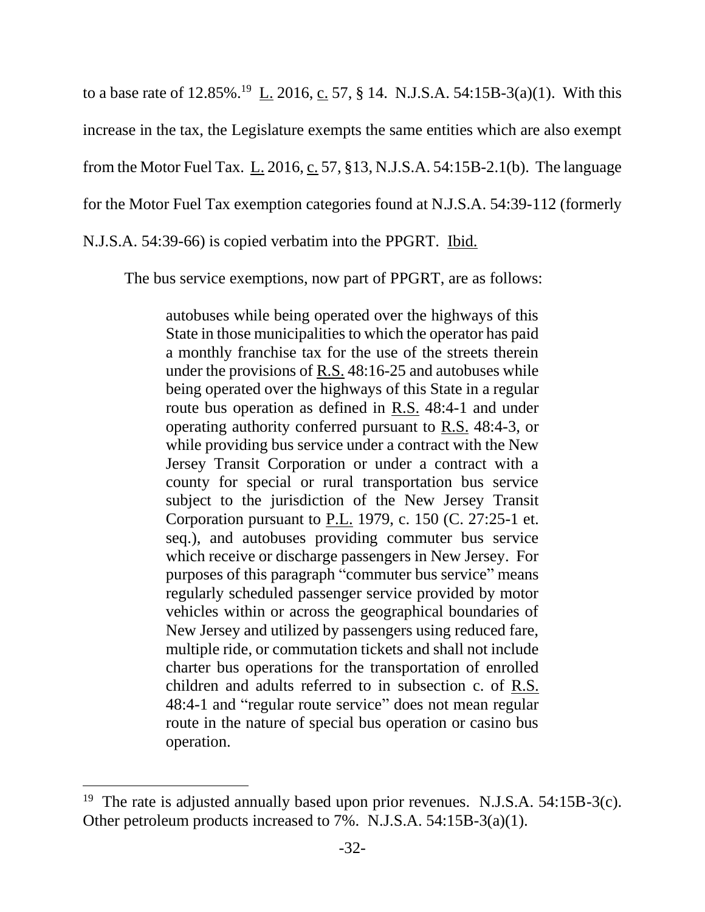to a base rate of 12.85%.[19] L. 2016, c. 57, § 14. N.J.S.A. 54:15B-3(a)(1). With this increase in the tax, the Legislature exempts the same entities which are also exempt from the Motor Fuel Tax. L. 2016, c. 57, §13, N.J.S.A. 54:15B-2.1(b). The language for the Motor Fuel Tax exemption categories found at N.J.S.A. 54:39-112 (formerly N.J.S.A. 54:39-66) is copied verbatim into the PPGRT. Ibid.

The bus service exemptions, now part of PPGRT, are as follows:

> autobuses while being operated over the highways of this State in those municipalities to which the operator has paid a monthly franchise tax for the use of the streets therein under the provisions of R.S. 48:16-25 and autobuses while being operated over the highways of this State in a regular route bus operation as defined in R.S. 48:4-1 and under operating authority conferred pursuant to R.S. 48:4-3, or while providing bus service under a contract with the New Jersey Transit Corporation or under a contract with a county for special or rural transportation bus service subject to the jurisdiction of the New Jersey Transit Corporation pursuant to P.L. 1979, c. 150 (C. 27:25-1 et. seq.), and autobuses providing commuter bus service which receive or discharge passengers in New Jersey. For purposes of this paragraph "commuter bus service" means regularly scheduled passenger service provided by motor vehicles within or across the geographical boundaries of New Jersey and utilized by passengers using reduced fare, multiple ride, or commutation tickets and shall not include charter bus operations for the transportation of enrolled children and adults referred to in subsection c. of R.S. 48:4-1 and "regular route service" does not mean regular route in the nature of special bus operation or casino bus operation.

---

[19] The rate is adjusted annually based upon prior revenues. N.J.S.A. 54:15B-3(c). Other petroleum products increased to 7%. N.J.S.A. 54:15B-3(a)(1).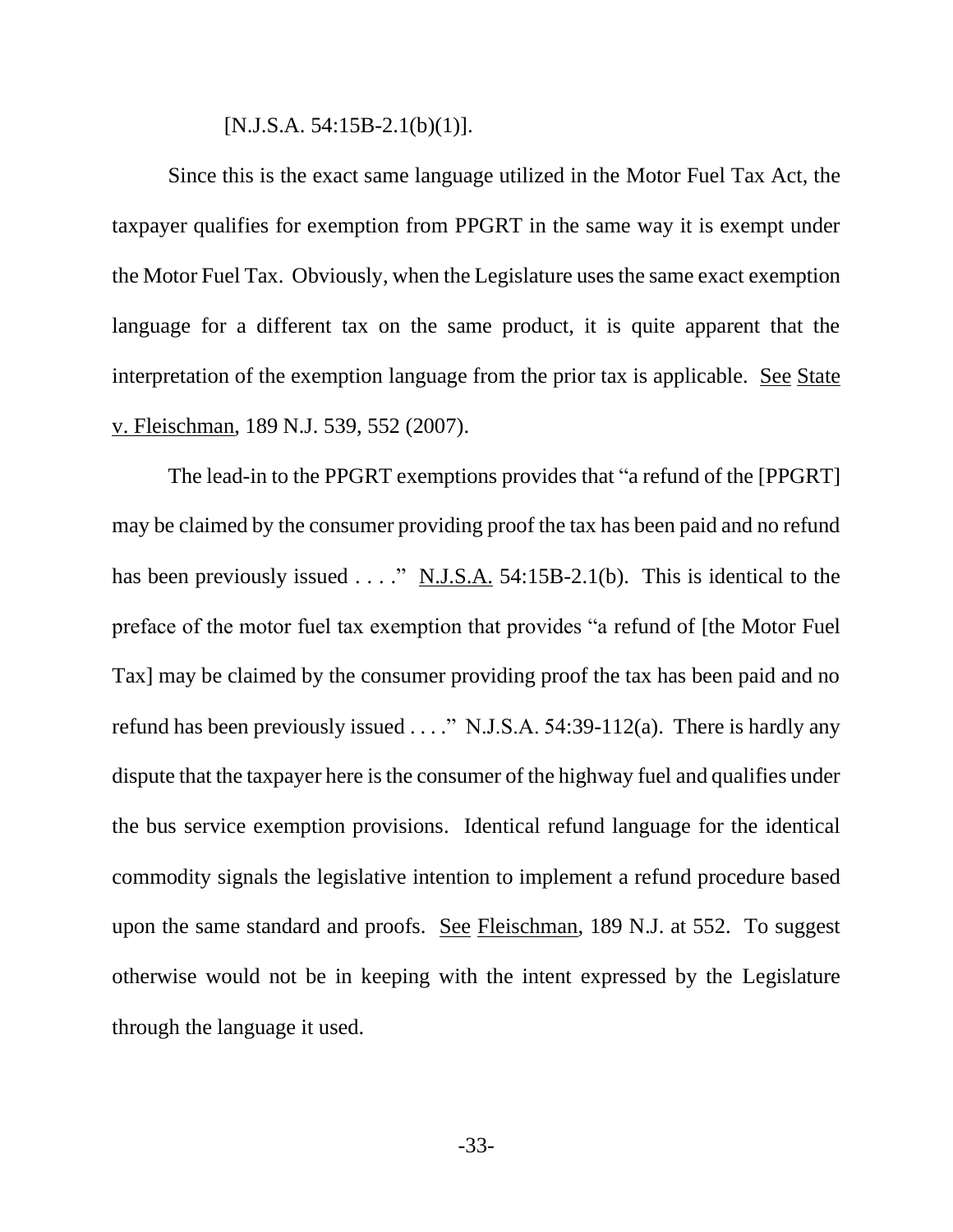[N.J.S.A. 54:15B-2.1(b)(1)].

Since this is the exact same language utilized in the Motor Fuel Tax Act, the taxpayer qualifies for exemption from PPGRT in the same way it is exempt under the Motor Fuel Tax. Obviously, when the Legislature uses the same exact exemption language for a different tax on the same product, it is quite apparent that the interpretation of the exemption language from the prior tax is applicable. See State v. Fleischman, 189 N.J. 539, 552 (2007).

The lead-in to the PPGRT exemptions provides that "a refund of the [PPGRT] may be claimed by the consumer providing proof the tax has been paid and no refund has been previously issued . . . ." N.J.S.A. 54:15B-2.1(b). This is identical to the preface of the motor fuel tax exemption that provides "a refund of [the Motor Fuel Tax] may be claimed by the consumer providing proof the tax has been paid and no refund has been previously issued . . . ." N.J.S.A. 54:39-112(a). There is hardly any dispute that the taxpayer here is the consumer of the highway fuel and qualifies under the bus service exemption provisions. Identical refund language for the identical commodity signals the legislative intention to implement a refund procedure based upon the same standard and proofs. See Fleischman, 189 N.J. at 552. To suggest otherwise would not be in keeping with the intent expressed by the Legislature through the language it used.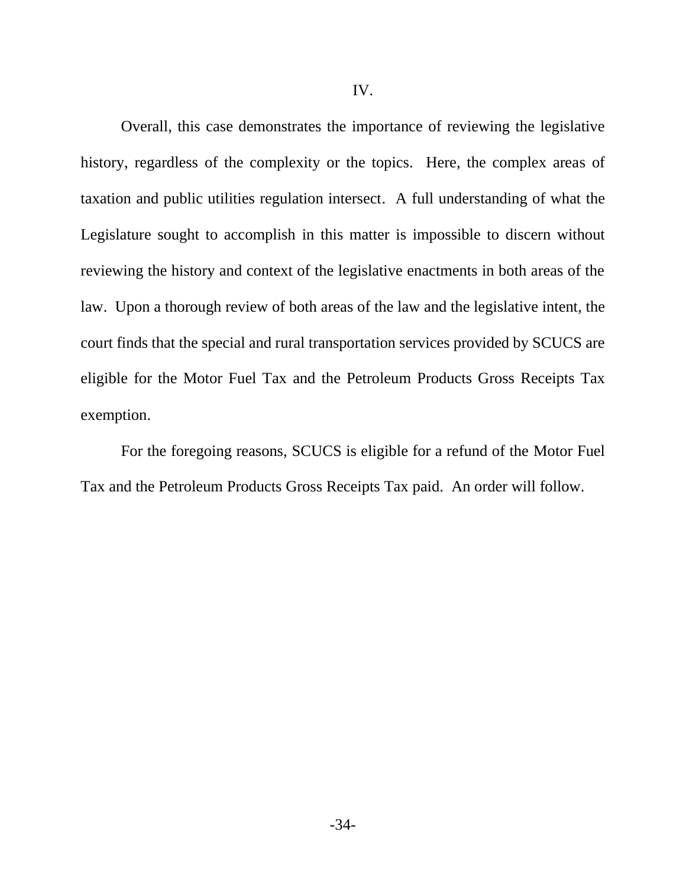## IV.

Overall, this case demonstrates the importance of reviewing the legislative history, regardless of the complexity or the topics. Here, the complex areas of taxation and public utilities regulation intersect. A full understanding of what the Legislature sought to accomplish in this matter is impossible to discern without reviewing the history and context of the legislative enactments in both areas of the law. Upon a thorough review of both areas of the law and the legislative intent, the court finds that the special and rural transportation services provided by SCUCS are eligible for the Motor Fuel Tax and the Petroleum Products Gross Receipts Tax exemption.

For the foregoing reasons, SCUCS is eligible for a refund of the Motor Fuel Tax and the Petroleum Products Gross Receipts Tax paid. An order will follow.